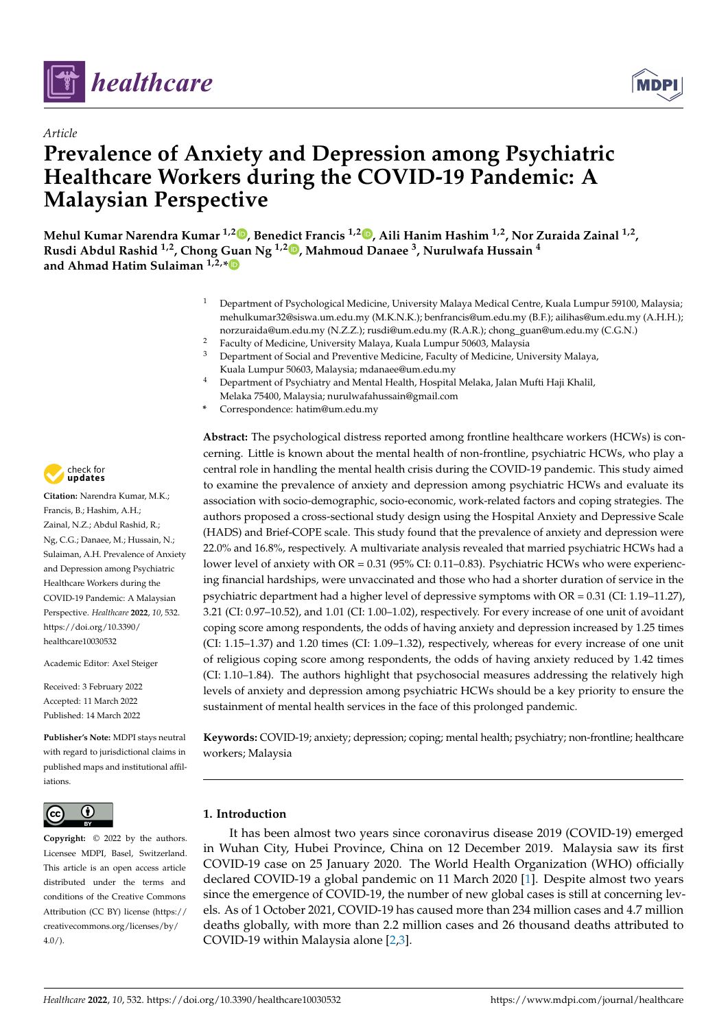*Article*

# Prevalence of Anxiety and Depression among Psychiatric Healthcare Workers during the COVID-19 Pandemic: A Malaysian Perspective

**Mehul Kumar Narendra Kumar [1,2], Benedict Francis [1,2], Aili Hanim Hashim [1,2], Nor Zuraida Zainal [1,2], Rusdi Abdul Rashid [1,2], Chong Guan Ng [1,2], Mahmoud Danaee [3], Nurulwafa Hussain [4] and Ahmad Hatim Sulaiman [1,2,*]**

[1] Department of Psychological Medicine, University Malaya Medical Centre, Kuala Lumpur 59100, Malaysia; mehulkumar32@siswa.um.edu.my (M.K.N.K.); benfrancis@um.edu.my (B.F.); ailihas@um.edu.my (A.H.H.); norzuraida@um.edu.my (N.Z.Z.); rusdi@um.edu.my (R.A.R.); chong_guan@um.edu.my (C.G.N.)

[2] Faculty of Medicine, University Malaya, Kuala Lumpur 50603, Malaysia

[3] Department of Social and Preventive Medicine, Faculty of Medicine, University Malaya, Kuala Lumpur 50603, Malaysia; mdanaee@um.edu.my

[4] Department of Psychiatry and Mental Health, Hospital Melaka, Jalan Mufti Haji Khalil, Melaka 75400, Malaysia; nurulwafahussain@gmail.com

\* Correspondence: hatim@um.edu.my

**Citation:** Narendra Kumar, M.K.; Francis, B.; Hashim, A.H.; Zainal, N.Z.; Abdul Rashid, R.; Ng, C.G.; Danaee, M.; Hussain, N.; Sulaiman, A.H. Prevalence of Anxiety and Depression among Psychiatric Healthcare Workers during the COVID-19 Pandemic: A Malaysian Perspective. *Healthcare* **2022**, *10*, 532. https://doi.org/10.3390/healthcare10030532

Academic Editor: Axel Steiger

Received: 3 February 2022
Accepted: 11 March 2022
Published: 14 March 2022

**Publisher's Note:** MDPI stays neutral with regard to jurisdictional claims in published maps and institutional affiliations.

**Copyright:** © 2022 by the authors. Licensee MDPI, Basel, Switzerland. This article is an open access article distributed under the terms and conditions of the Creative Commons Attribution (CC BY) license (https://creativecommons.org/licenses/by/4.0/).

**Abstract:** The psychological distress reported among frontline healthcare workers (HCWs) is concerning. Little is known about the mental health of non-frontline, psychiatric HCWs, who play a central role in handling the mental health crisis during the COVID-19 pandemic. This study aimed to examine the prevalence of anxiety and depression among psychiatric HCWs and evaluate its association with socio-demographic, socio-economic, work-related factors and coping strategies. The authors proposed a cross-sectional study design using the Hospital Anxiety and Depressive Scale (HADS) and Brief-COPE scale. This study found that the prevalence of anxiety and depression were 22.0% and 16.8%, respectively. A multivariate analysis revealed that married psychiatric HCWs had a lower level of anxiety with OR = 0.31 (95% CI: 0.11–0.83). Psychiatric HCWs who were experiencing financial hardships, were unvaccinated and those who had a shorter duration of service in the psychiatric department had a higher level of depressive symptoms with OR = 0.31 (CI: 1.19–11.27), 3.21 (CI: 0.97–10.52), and 1.01 (CI: 1.00–1.02), respectively. For every increase of one unit of avoidant coping score among respondents, the odds of having anxiety and depression increased by 1.25 times (CI: 1.15–1.37) and 1.20 times (CI: 1.09–1.32), respectively, whereas for every increase of one unit of religious coping score among respondents, the odds of having anxiety reduced by 1.42 times (CI: 1.10–1.84). The authors highlight that psychosocial measures addressing the relatively high levels of anxiety and depression among psychiatric HCWs should be a key priority to ensure the sustainment of mental health services in the face of this prolonged pandemic.

**Keywords:** COVID-19; anxiety; depression; coping; mental health; psychiatry; non-frontline; healthcare workers; Malaysia

## 1. Introduction

It has been almost two years since coronavirus disease 2019 (COVID-19) emerged in Wuhan City, Hubei Province, China on 12 December 2019. Malaysia saw its first COVID-19 case on 25 January 2020. The World Health Organization (WHO) officially declared COVID-19 a global pandemic on 11 March 2020 [1]. Despite almost two years since the emergence of COVID-19, the number of new global cases is still at concerning levels. As of 1 October 2021, COVID-19 has caused more than 234 million cases and 4.7 million deaths globally, with more than 2.2 million cases and 26 thousand deaths attributed to COVID-19 within Malaysia alone [2,3].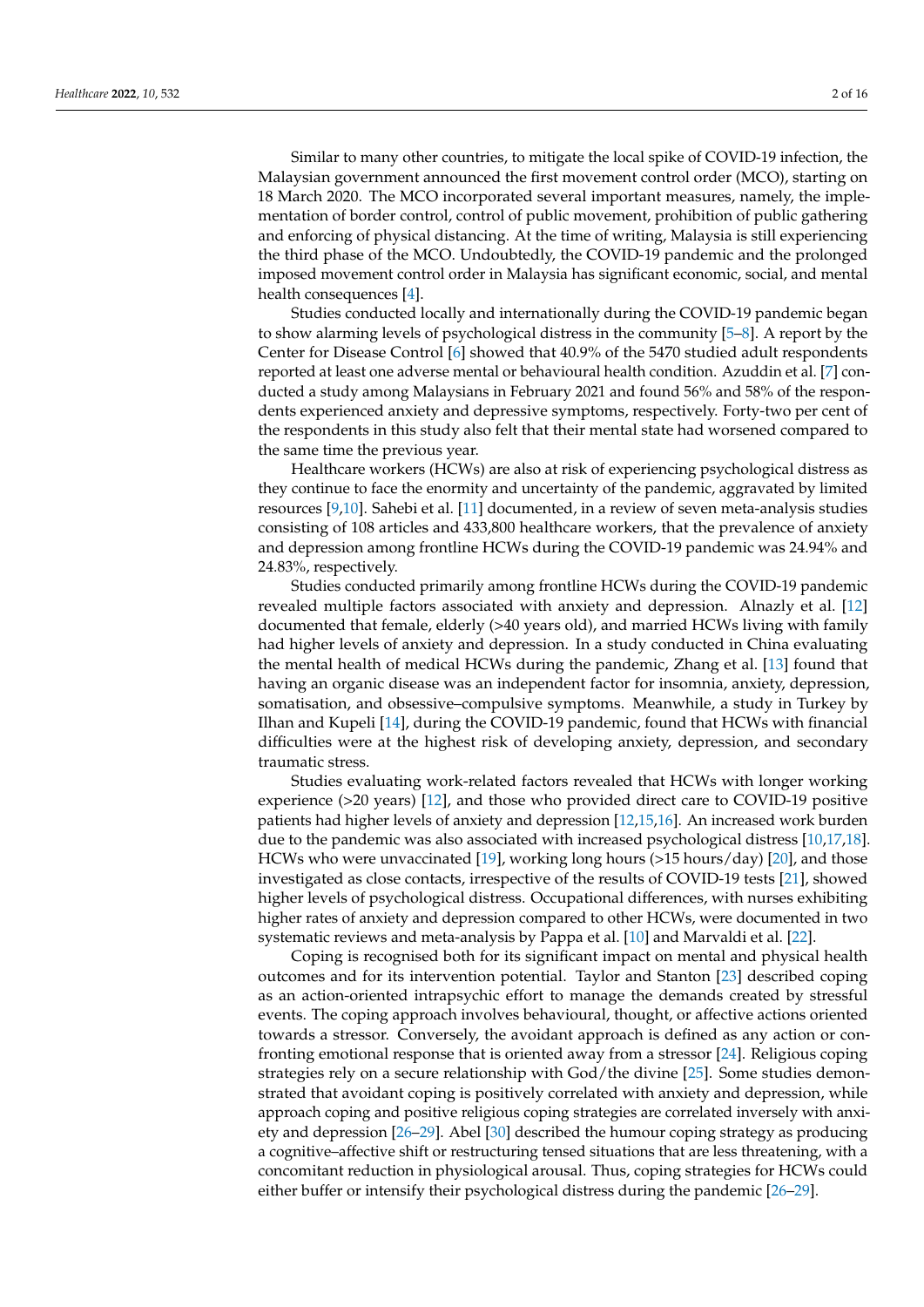Similar to many other countries, to mitigate the local spike of COVID-19 infection, the Malaysian government announced the first movement control order (MCO), starting on 18 March 2020. The MCO incorporated several important measures, namely, the implementation of border control, control of public movement, prohibition of public gathering and enforcing of physical distancing. At the time of writing, Malaysia is still experiencing the third phase of the MCO. Undoubtedly, the COVID-19 pandemic and the prolonged imposed movement control order in Malaysia has significant economic, social, and mental health consequences [4].

Studies conducted locally and internationally during the COVID-19 pandemic began to show alarming levels of psychological distress in the community [5–8]. A report by the Center for Disease Control [6] showed that 40.9% of the 5470 studied adult respondents reported at least one adverse mental or behavioural health condition. Azuddin et al. [7] conducted a study among Malaysians in February 2021 and found 56% and 58% of the respondents experienced anxiety and depressive symptoms, respectively. Forty-two per cent of the respondents in this study also felt that their mental state had worsened compared to the same time the previous year.

Healthcare workers (HCWs) are also at risk of experiencing psychological distress as they continue to face the enormity and uncertainty of the pandemic, aggravated by limited resources [9,10]. Sahebi et al. [11] documented, in a review of seven meta-analysis studies consisting of 108 articles and 433,800 healthcare workers, that the prevalence of anxiety and depression among frontline HCWs during the COVID-19 pandemic was 24.94% and 24.83%, respectively.

Studies conducted primarily among frontline HCWs during the COVID-19 pandemic revealed multiple factors associated with anxiety and depression. Alnazly et al. [12] documented that female, elderly (>40 years old), and married HCWs living with family had higher levels of anxiety and depression. In a study conducted in China evaluating the mental health of medical HCWs during the pandemic, Zhang et al. [13] found that having an organic disease was an independent factor for insomnia, anxiety, depression, somatisation, and obsessive–compulsive symptoms. Meanwhile, a study in Turkey by Ilhan and Kupeli [14], during the COVID-19 pandemic, found that HCWs with financial difficulties were at the highest risk of developing anxiety, depression, and secondary traumatic stress.

Studies evaluating work-related factors revealed that HCWs with longer working experience (>20 years) [12], and those who provided direct care to COVID-19 positive patients had higher levels of anxiety and depression [12,15,16]. An increased work burden due to the pandemic was also associated with increased psychological distress [10,17,18]. HCWs who were unvaccinated [19], working long hours (>15 hours/day) [20], and those investigated as close contacts, irrespective of the results of COVID-19 tests [21], showed higher levels of psychological distress. Occupational differences, with nurses exhibiting higher rates of anxiety and depression compared to other HCWs, were documented in two systematic reviews and meta-analysis by Pappa et al. [10] and Marvaldi et al. [22].

Coping is recognised both for its significant impact on mental and physical health outcomes and for its intervention potential. Taylor and Stanton [23] described coping as an action-oriented intrapsychic effort to manage the demands created by stressful events. The coping approach involves behavioural, thought, or affective actions oriented towards a stressor. Conversely, the avoidant approach is defined as any action or confronting emotional response that is oriented away from a stressor [24]. Religious coping strategies rely on a secure relationship with God/the divine [25]. Some studies demonstrated that avoidant coping is positively correlated with anxiety and depression, while approach coping and positive religious coping strategies are correlated inversely with anxiety and depression [26–29]. Abel [30] described the humour coping strategy as producing a cognitive–affective shift or restructuring tensed situations that are less threatening, with a concomitant reduction in physiological arousal. Thus, coping strategies for HCWs could either buffer or intensify their psychological distress during the pandemic [26–29].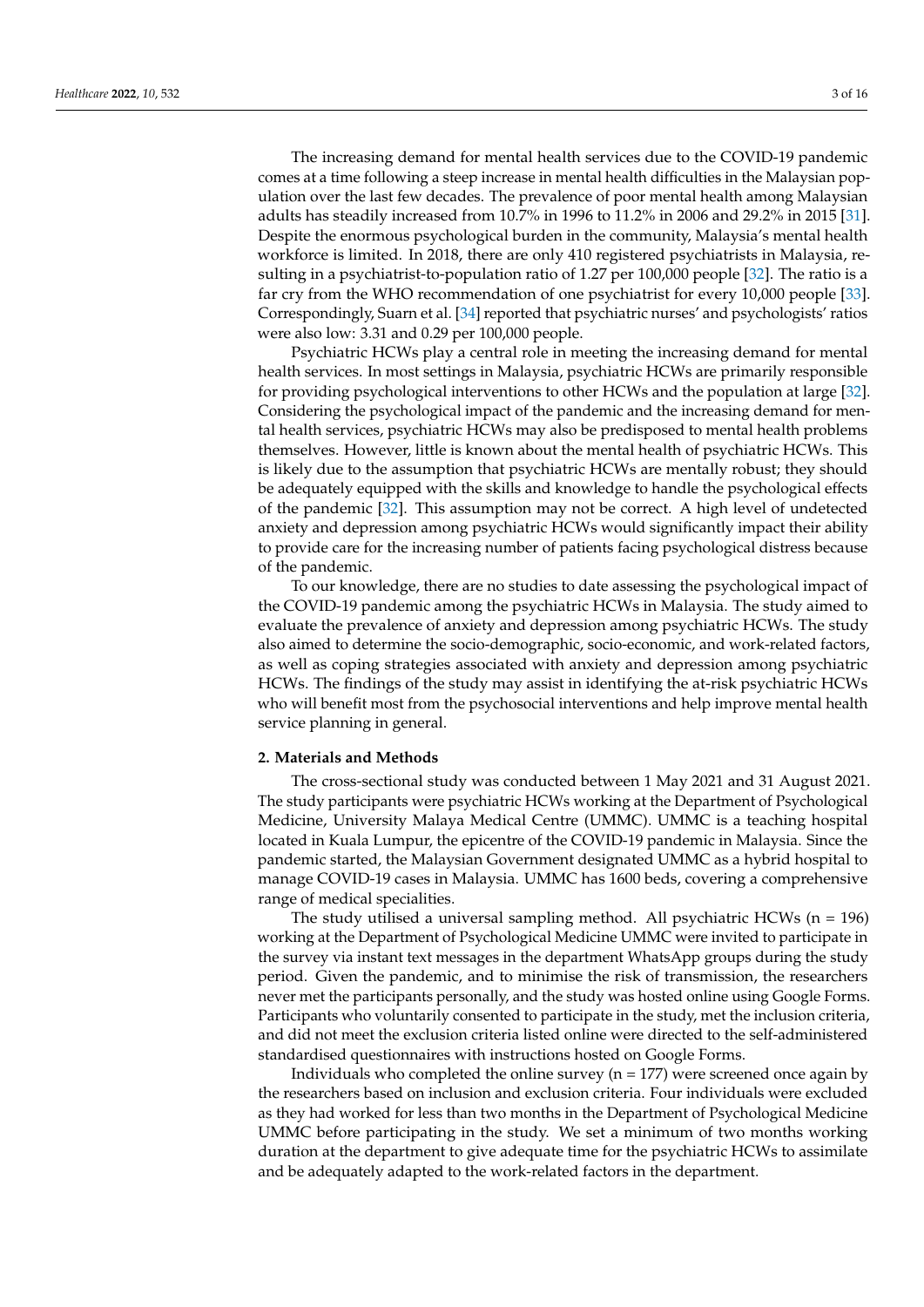The increasing demand for mental health services due to the COVID-19 pandemic comes at a time following a steep increase in mental health difficulties in the Malaysian population over the last few decades. The prevalence of poor mental health among Malaysian adults has steadily increased from 10.7% in 1996 to 11.2% in 2006 and 29.2% in 2015 [31]. Despite the enormous psychological burden in the community, Malaysia's mental health workforce is limited. In 2018, there are only 410 registered psychiatrists in Malaysia, resulting in a psychiatrist-to-population ratio of 1.27 per 100,000 people [32]. The ratio is a far cry from the WHO recommendation of one psychiatrist for every 10,000 people [33]. Correspondingly, Suarn et al. [34] reported that psychiatric nurses' and psychologists' ratios were also low: 3.31 and 0.29 per 100,000 people.

Psychiatric HCWs play a central role in meeting the increasing demand for mental health services. In most settings in Malaysia, psychiatric HCWs are primarily responsible for providing psychological interventions to other HCWs and the population at large [32]. Considering the psychological impact of the pandemic and the increasing demand for mental health services, psychiatric HCWs may also be predisposed to mental health problems themselves. However, little is known about the mental health of psychiatric HCWs. This is likely due to the assumption that psychiatric HCWs are mentally robust; they should be adequately equipped with the skills and knowledge to handle the psychological effects of the pandemic [32]. This assumption may not be correct. A high level of undetected anxiety and depression among psychiatric HCWs would significantly impact their ability to provide care for the increasing number of patients facing psychological distress because of the pandemic.

To our knowledge, there are no studies to date assessing the psychological impact of the COVID-19 pandemic among the psychiatric HCWs in Malaysia. The study aimed to evaluate the prevalence of anxiety and depression among psychiatric HCWs. The study also aimed to determine the socio-demographic, socio-economic, and work-related factors, as well as coping strategies associated with anxiety and depression among psychiatric HCWs. The findings of the study may assist in identifying the at-risk psychiatric HCWs who will benefit most from the psychosocial interventions and help improve mental health service planning in general.

## 2. Materials and Methods

The cross-sectional study was conducted between 1 May 2021 and 31 August 2021. The study participants were psychiatric HCWs working at the Department of Psychological Medicine, University Malaya Medical Centre (UMMC). UMMC is a teaching hospital located in Kuala Lumpur, the epicentre of the COVID-19 pandemic in Malaysia. Since the pandemic started, the Malaysian Government designated UMMC as a hybrid hospital to manage COVID-19 cases in Malaysia. UMMC has 1600 beds, covering a comprehensive range of medical specialities.

The study utilised a universal sampling method. All psychiatric HCWs (n = 196) working at the Department of Psychological Medicine UMMC were invited to participate in the survey via instant text messages in the department WhatsApp groups during the study period. Given the pandemic, and to minimise the risk of transmission, the researchers never met the participants personally, and the study was hosted online using Google Forms. Participants who voluntarily consented to participate in the study, met the inclusion criteria, and did not meet the exclusion criteria listed online were directed to the self-administered standardised questionnaires with instructions hosted on Google Forms.

Individuals who completed the online survey (n = 177) were screened once again by the researchers based on inclusion and exclusion criteria. Four individuals were excluded as they had worked for less than two months in the Department of Psychological Medicine UMMC before participating in the study. We set a minimum of two months working duration at the department to give adequate time for the psychiatric HCWs to assimilate and be adequately adapted to the work-related factors in the department.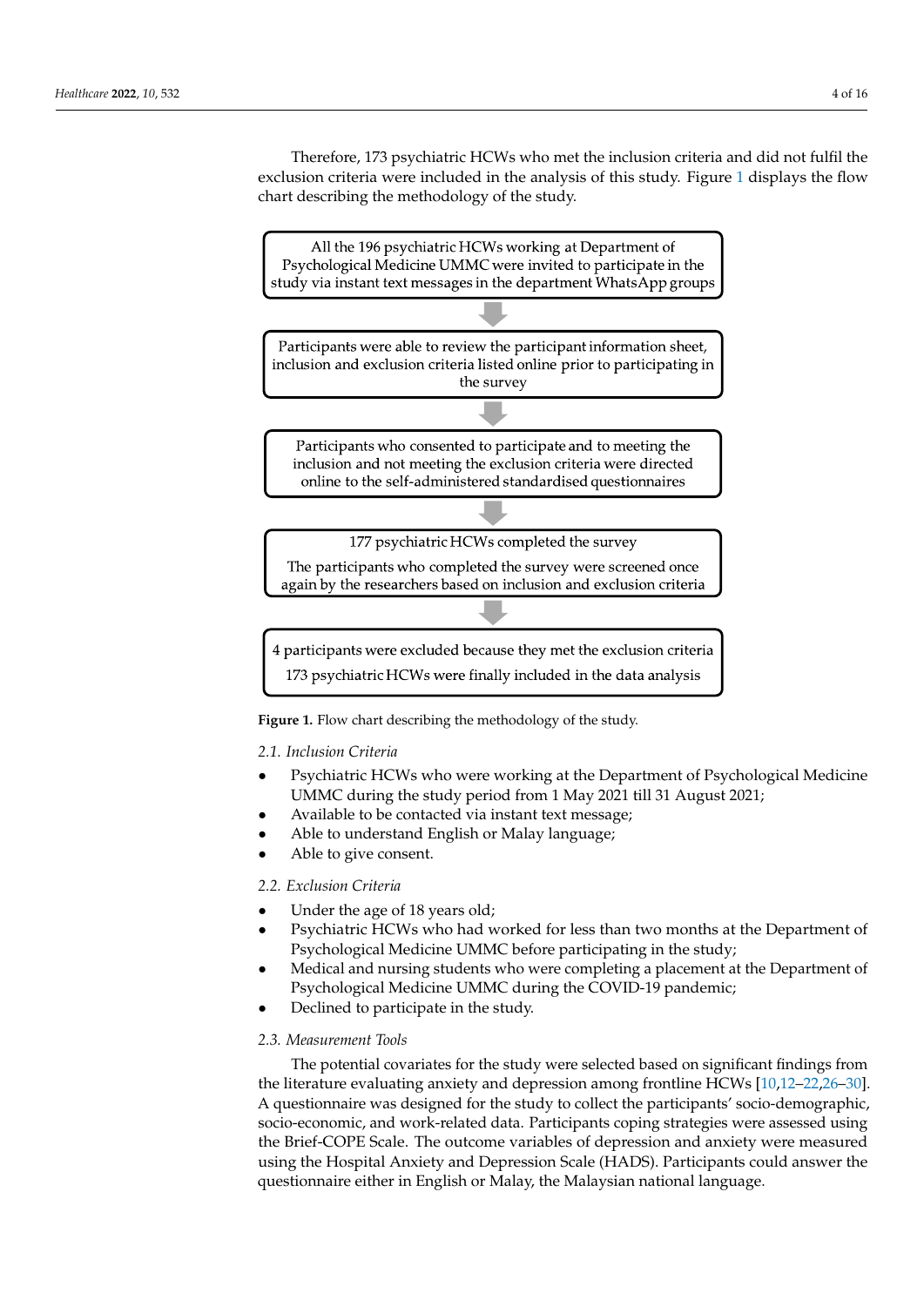Therefore, 173 psychiatric HCWs who met the inclusion criteria and did not fulfil the exclusion criteria were included in the analysis of this study. Figure 1 displays the flow chart describing the methodology of the study.

All the 196 psychiatric HCWs working at Department of Psychological Medicine UMMC were invited to participate in the study via instant text messages in the department WhatsApp groups

↓

Participants were able to review the participant information sheet, inclusion and exclusion criteria listed online prior to participating in the survey

↓

Participants who consented to participate and to meeting the inclusion and not meeting the exclusion criteria were directed online to the self-administered standardised questionnaires

↓

177 psychiatric HCWs completed the survey

The participants who completed the survey were screened once again by the researchers based on inclusion and exclusion criteria

↓

4 participants were excluded because they met the exclusion criteria

173 psychiatric HCWs were finally included in the data analysis

**Figure 1.** Flow chart describing the methodology of the study.

### 2.1. Inclusion Criteria

- Psychiatric HCWs who were working at the Department of Psychological Medicine UMMC during the study period from 1 May 2021 till 31 August 2021;
- Available to be contacted via instant text message;
- Able to understand English or Malay language;
- Able to give consent.

### 2.2. Exclusion Criteria

- Under the age of 18 years old;
- Psychiatric HCWs who had worked for less than two months at the Department of Psychological Medicine UMMC before participating in the study;
- Medical and nursing students who were completing a placement at the Department of Psychological Medicine UMMC during the COVID-19 pandemic;
- Declined to participate in the study.

### 2.3. Measurement Tools

The potential covariates for the study were selected based on significant findings from the literature evaluating anxiety and depression among frontline HCWs [10,12–22,26–30]. A questionnaire was designed for the study to collect the participants' socio-demographic, socio-economic, and work-related data. Participants coping strategies were assessed using the Brief-COPE Scale. The outcome variables of depression and anxiety were measured using the Hospital Anxiety and Depression Scale (HADS). Participants could answer the questionnaire either in English or Malay, the Malaysian national language.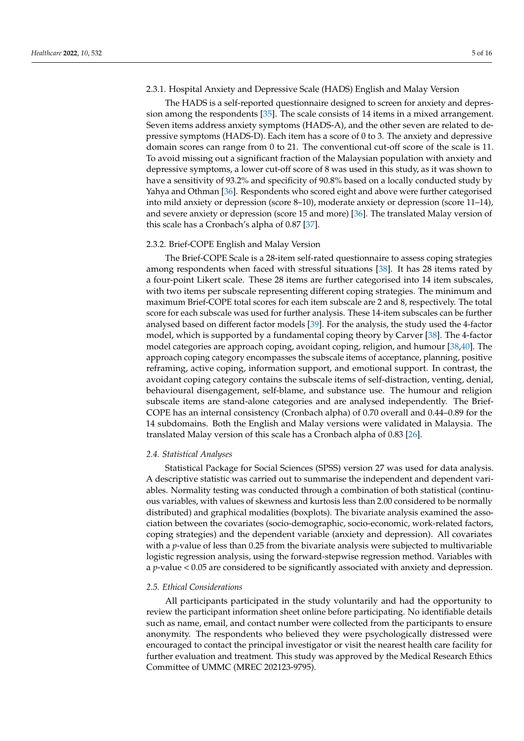#### 2.3.1. Hospital Anxiety and Depressive Scale (HADS) English and Malay Version

The HADS is a self-reported questionnaire designed to screen for anxiety and depression among the respondents [35]. The scale consists of 14 items in a mixed arrangement. Seven items address anxiety symptoms (HADS-A), and the other seven are related to depressive symptoms (HADS-D). Each item has a score of 0 to 3. The anxiety and depressive domain scores can range from 0 to 21. The conventional cut-off score of the scale is 11. To avoid missing out a significant fraction of the Malaysian population with anxiety and depressive symptoms, a lower cut-off score of 8 was used in this study, as it was shown to have a sensitivity of 93.2% and specificity of 90.8% based on a locally conducted study by Yahya and Othman [36]. Respondents who scored eight and above were further categorised into mild anxiety or depression (score 8–10), moderate anxiety or depression (score 11–14), and severe anxiety or depression (score 15 and more) [36]. The translated Malay version of this scale has a Cronbach's alpha of 0.87 [37].

#### 2.3.2. Brief-COPE English and Malay Version

The Brief-COPE Scale is a 28-item self-rated questionnaire to assess coping strategies among respondents when faced with stressful situations [38]. It has 28 items rated by a four-point Likert scale. These 28 items are further categorised into 14 item subscales, with two items per subscale representing different coping strategies. The minimum and maximum Brief-COPE total scores for each item subscale are 2 and 8, respectively. The total score for each subscale was used for further analysis. These 14-item subscales can be further analysed based on different factor models [39]. For the analysis, the study used the 4-factor model, which is supported by a fundamental coping theory by Carver [38]. The 4-factor model categories are approach coping, avoidant coping, religion, and humour [38,40]. The approach coping category encompasses the subscale items of acceptance, planning, positive reframing, active coping, information support, and emotional support. In contrast, the avoidant coping category contains the subscale items of self-distraction, venting, denial, behavioural disengagement, self-blame, and substance use. The humour and religion subscale items are stand-alone categories and are analysed independently. The Brief-COPE has an internal consistency (Cronbach alpha) of 0.70 overall and 0.44–0.89 for the 14 subdomains. Both the English and Malay versions were validated in Malaysia. The translated Malay version of this scale has a Cronbach alpha of 0.83 [26].

### *2.4. Statistical Analyses*

Statistical Package for Social Sciences (SPSS) version 27 was used for data analysis. A descriptive statistic was carried out to summarise the independent and dependent variables. Normality testing was conducted through a combination of both statistical (continuous variables, with values of skewness and kurtosis less than 2.00 considered to be normally distributed) and graphical modalities (boxplots). The bivariate analysis examined the association between the covariates (socio-demographic, socio-economic, work-related factors, coping strategies) and the dependent variable (anxiety and depression). All covariates with a *p*-value of less than 0.25 from the bivariate analysis were subjected to multivariable logistic regression analysis, using the forward-stepwise regression method. Variables with a $p$-value $< 0.05$ are considered to be significantly associated with anxiety and depression.

### *2.5. Ethical Considerations*

All participants participated in the study voluntarily and had the opportunity to review the participant information sheet online before participating. No identifiable details such as name, email, and contact number were collected from the participants to ensure anonymity. The respondents who believed they were psychologically distressed were encouraged to contact the principal investigator or visit the nearest health care facility for further evaluation and treatment. This study was approved by the Medical Research Ethics Committee of UMMC (MREC 202123-9795).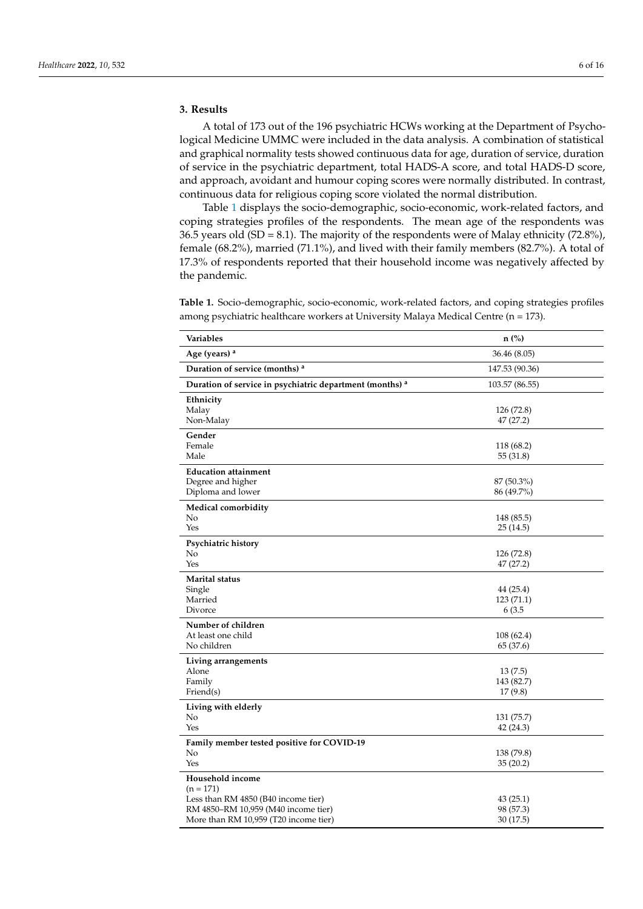## 3. Results

A total of 173 out of the 196 psychiatric HCWs working at the Department of Psychological Medicine UMMC were included in the data analysis. A combination of statistical and graphical normality tests showed continuous data for age, duration of service, duration of service in the psychiatric department, total HADS-A score, and total HADS-D score, and approach, avoidant and humour coping scores were normally distributed. In contrast, continuous data for religious coping score violated the normal distribution.

Table 1 displays the socio-demographic, socio-economic, work-related factors, and coping strategies profiles of the respondents. The mean age of the respondents was 36.5 years old (SD = 8.1). The majority of the respondents were of Malay ethnicity (72.8%), female (68.2%), married (71.1%), and lived with their family members (82.7%). A total of 17.3% of respondents reported that their household income was negatively affected by the pandemic.

**Table 1.** Socio-demographic, socio-economic, work-related factors, and coping strategies profiles among psychiatric healthcare workers at University Malaya Medical Centre (n = 173).

| Variables | n (%) |
|---|---|
| **Age (years)** [a] | 36.46 (8.05) |
| **Duration of service (months)** [a] | 147.53 (90.36) |
| **Duration of service in psychiatric department (months)** [a] | 103.57 (86.55) |
| **Ethnicity** | |
| Malay | 126 (72.8) |
| Non-Malay | 47 (27.2) |
| **Gender** | |
| Female | 118 (68.2) |
| Male | 55 (31.8) |
| **Education attainment** | |
| Degree and higher | 87 (50.3%) |
| Diploma and lower | 86 (49.7%) |
| **Medical comorbidity** | |
| No | 148 (85.5) |
| Yes | 25 (14.5) |
| **Psychiatric history** | |
| No | 126 (72.8) |
| Yes | 47 (27.2) |
| **Marital status** | |
| Single | 44 (25.4) |
| Married | 123 (71.1) |
| Divorce | 6 (3.5 |
| **Number of children** | |
| At least one child | 108 (62.4) |
| No children | 65 (37.6) |
| **Living arrangements** | |
| Alone | 13 (7.5) |
| Family | 143 (82.7) |
| Friend(s) | 17 (9.8) |
| **Living with elderly** | |
| No | 131 (75.7) |
| Yes | 42 (24.3) |
| **Family member tested positive for COVID-19** | |
| No | 138 (79.8) |
| Yes | 35 (20.2) |
| **Household income** (n = 171) | |
| Less than RM 4850 (B40 income tier) | 43 (25.1) |
| RM 4850–RM 10,959 (M40 income tier) | 98 (57.3) |
| More than RM 10,959 (T20 income tier) | 30 (17.5) |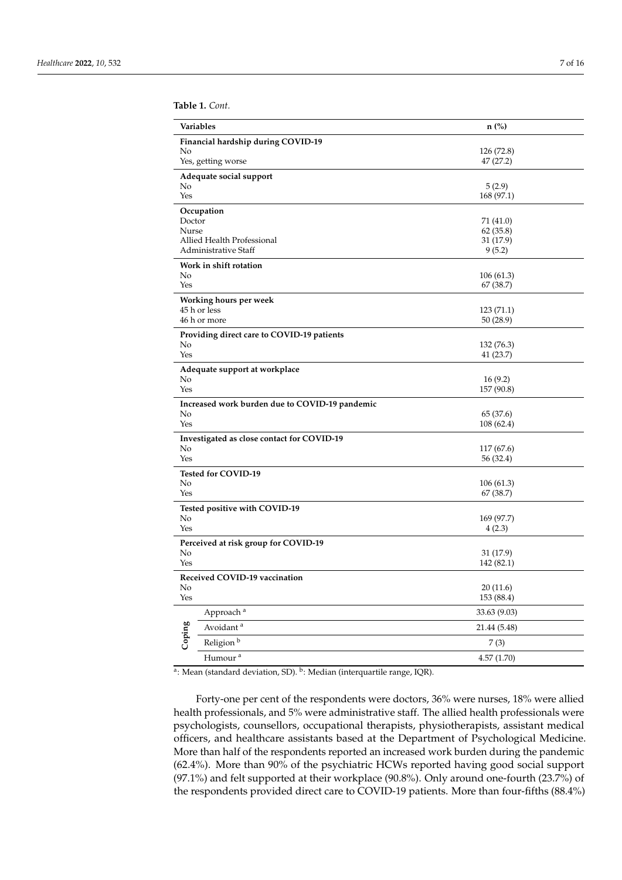**Table 1.** *Cont.*

| Variables | n (%) |
|---|---|
| **Financial hardship during COVID-19** | |
| No | 126 (72.8) |
| Yes, getting worse | 47 (27.2) |
| **Adequate social support** | |
| No | 5 (2.9) |
| Yes | 168 (97.1) |
| **Occupation** | |
| Doctor | 71 (41.0) |
| Nurse | 62 (35.8) |
| Allied Health Professional | 31 (17.9) |
| Administrative Staff | 9 (5.2) |
| **Work in shift rotation** | |
| No | 106 (61.3) |
| Yes | 67 (38.7) |
| **Working hours per week** | |
| 45 h or less | 123 (71.1) |
| 46 h or more | 50 (28.9) |
| **Providing direct care to COVID-19 patients** | |
| No | 132 (76.3) |
| Yes | 41 (23.7) |
| **Adequate support at workplace** | |
| No | 16 (9.2) |
| Yes | 157 (90.8) |
| **Increased work burden due to COVID-19 pandemic** | |
| No | 65 (37.6) |
| Yes | 108 (62.4) |
| **Investigated as close contact for COVID-19** | |
| No | 117 (67.6) |
| Yes | 56 (32.4) |
| **Tested for COVID-19** | |
| No | 106 (61.3) |
| Yes | 67 (38.7) |
| **Tested positive with COVID-19** | |
| No | 169 (97.7) |
| Yes | 4 (2.3) |
| **Perceived at risk group for COVID-19** | |
| No | 31 (17.9) |
| Yes | 142 (82.1) |
| **Received COVID-19 vaccination** | |
| No | 20 (11.6) |
| Yes | 153 (88.4) |
| **Coping** – Approach [a] | 33.63 (9.03) |
| **Coping** – Avoidant [a] | 21.44 (5.48) |
| **Coping** – Religion [b] | 7 (3) |
| **Coping** – Humour [a] | 4.57 (1.70) |

[a]: Mean (standard deviation, SD). [b]: Median (interquartile range, IQR).

Forty-one per cent of the respondents were doctors, 36% were nurses, 18% were allied health professionals, and 5% were administrative staff. The allied health professionals were psychologists, counsellors, occupational therapists, physiotherapists, assistant medical officers, and healthcare assistants based at the Department of Psychological Medicine. More than half of the respondents reported an increased work burden during the pandemic (62.4%). More than 90% of the psychiatric HCWs reported having good social support (97.1%) and felt supported at their workplace (90.8%). Only around one-fourth (23.7%) of the respondents provided direct care to COVID-19 patients. More than four-fifths (88.4%)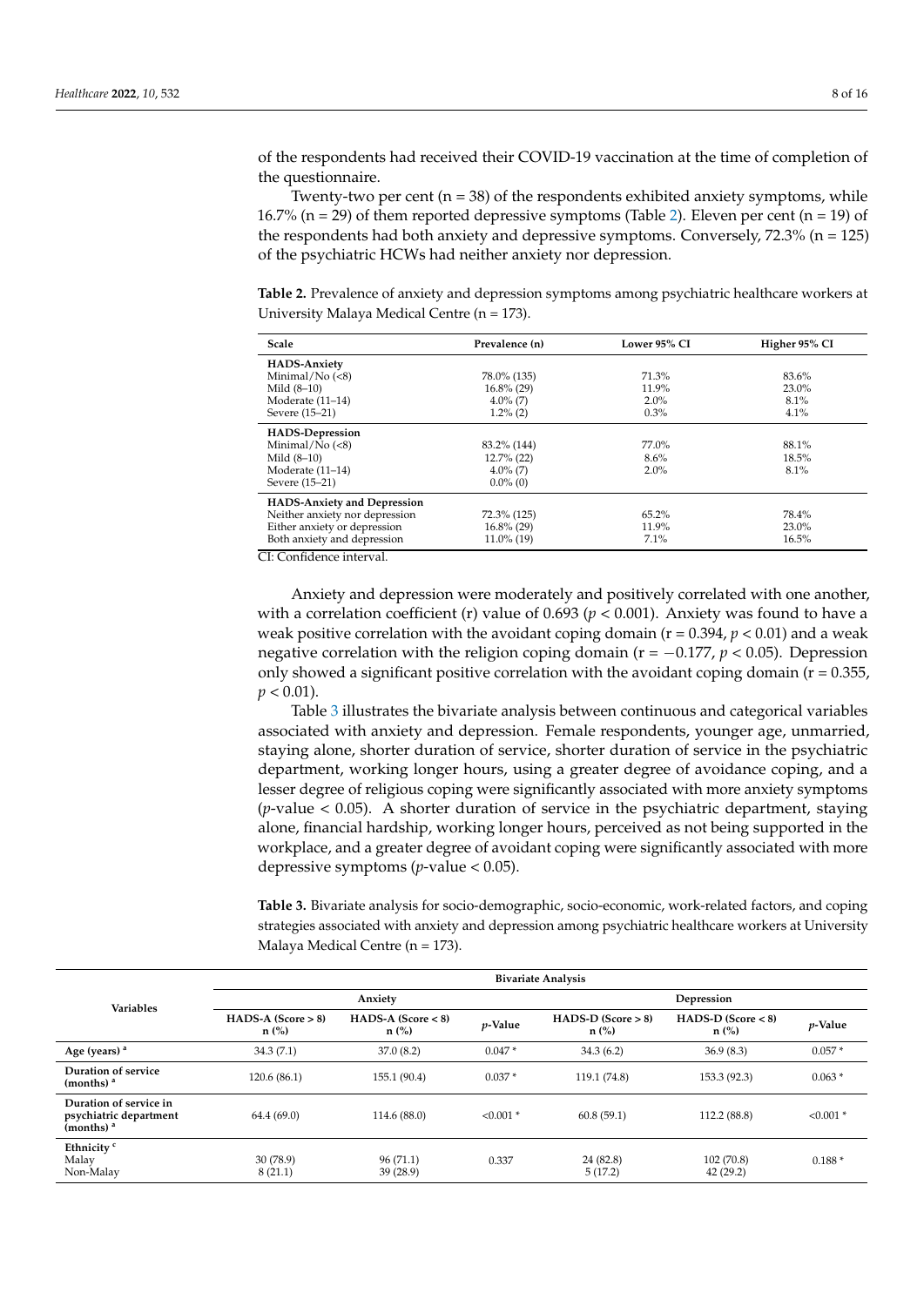of the respondents had received their COVID-19 vaccination at the time of completion of the questionnaire.

Twenty-two per cent (n = 38) of the respondents exhibited anxiety symptoms, while 16.7% (n = 29) of them reported depressive symptoms (Table 2). Eleven per cent (n = 19) of the respondents had both anxiety and depressive symptoms. Conversely, 72.3% (n = 125) of the psychiatric HCWs had neither anxiety nor depression.

**Table 2.** Prevalence of anxiety and depression symptoms among psychiatric healthcare workers at University Malaya Medical Centre (n = 173).

| Scale | Prevalence (n) | Lower 95% CI | Higher 95% CI |
|---|---|---|---|
| **HADS-Anxiety** | | | |
| Minimal/No (<8) | 78.0% (135) | 71.3% | 83.6% |
| Mild (8–10) | 16.8% (29) | 11.9% | 23.0% |
| Moderate (11–14) | 4.0% (7) | 2.0% | 8.1% |
| Severe (15–21) | 1.2% (2) | 0.3% | 4.1% |
| **HADS-Depression** | | | |
| Minimal/No (<8) | 83.2% (144) | 77.0% | 88.1% |
| Mild (8–10) | 12.7% (22) | 8.6% | 18.5% |
| Moderate (11–14) | 4.0% (7) | 2.0% | 8.1% |
| Severe (15–21) | 0.0% (0) | | |
| **HADS-Anxiety and Depression** | | | |
| Neither anxiety nor depression | 72.3% (125) | 65.2% | 78.4% |
| Either anxiety or depression | 16.8% (29) | 11.9% | 23.0% |
| Both anxiety and depression | 11.0% (19) | 7.1% | 16.5% |

CI: Confidence interval.

Anxiety and depression were moderately and positively correlated with one another, with a correlation coefficient (r) value of 0.693 ($p < 0.001$). Anxiety was found to have a weak positive correlation with the avoidant coping domain (r = 0.394, $p < 0.01$) and a weak negative correlation with the religion coping domain (r = −0.177, $p < 0.05$). Depression only showed a significant positive correlation with the avoidant coping domain (r = 0.355, $p < 0.01$).

Table 3 illustrates the bivariate analysis between continuous and categorical variables associated with anxiety and depression. Female respondents, younger age, unmarried, staying alone, shorter duration of service, shorter duration of service in the psychiatric department, working longer hours, using a greater degree of avoidance coping, and a lesser degree of religious coping were significantly associated with more anxiety symptoms ($p$-value < 0.05). A shorter duration of service in the psychiatric department, staying alone, financial hardship, working longer hours, perceived as not being supported in the workplace, and a greater degree of avoidant coping were significantly associated with more depressive symptoms ($p$-value < 0.05).

**Table 3.** Bivariate analysis for socio-demographic, socio-economic, work-related factors, and coping strategies associated with anxiety and depression among psychiatric healthcare workers at University Malaya Medical Centre (n = 173).

| Variables | Bivariate Analysis | | | | | |
|---|---|---|---|---|---|---|
| | Anxiety | | | Depression | | |
| | HADS-A (Score > 8) n (%) | HADS-A (Score < 8) n (%) | $p$-Value | HADS-D (Score > 8) n (%) | HADS-D (Score < 8) n (%) | $p$-Value |
| **Age (years)** [a] | 34.3 (7.1) | 37.0 (8.2) | 0.047 * | 34.3 (6.2) | 36.9 (8.3) | 0.057 * |
| **Duration of service (months)** [a] | 120.6 (86.1) | 155.1 (90.4) | 0.037 * | 119.1 (74.8) | 153.3 (92.3) | 0.063 * |
| **Duration of service in psychiatric department (months)** [a] | 64.4 (69.0) | 114.6 (88.0) | <0.001 * | 60.8 (59.1) | 112.2 (88.8) | <0.001 * |
| **Ethnicity** [c] | | | | | | |
| Malay | 30 (78.9) | 96 (71.1) | 0.337 | 24 (82.8) | 102 (70.8) | 0.188 * |
| Non-Malay | 8 (21.1) | 39 (28.9) | | 5 (17.2) | 42 (29.2) | |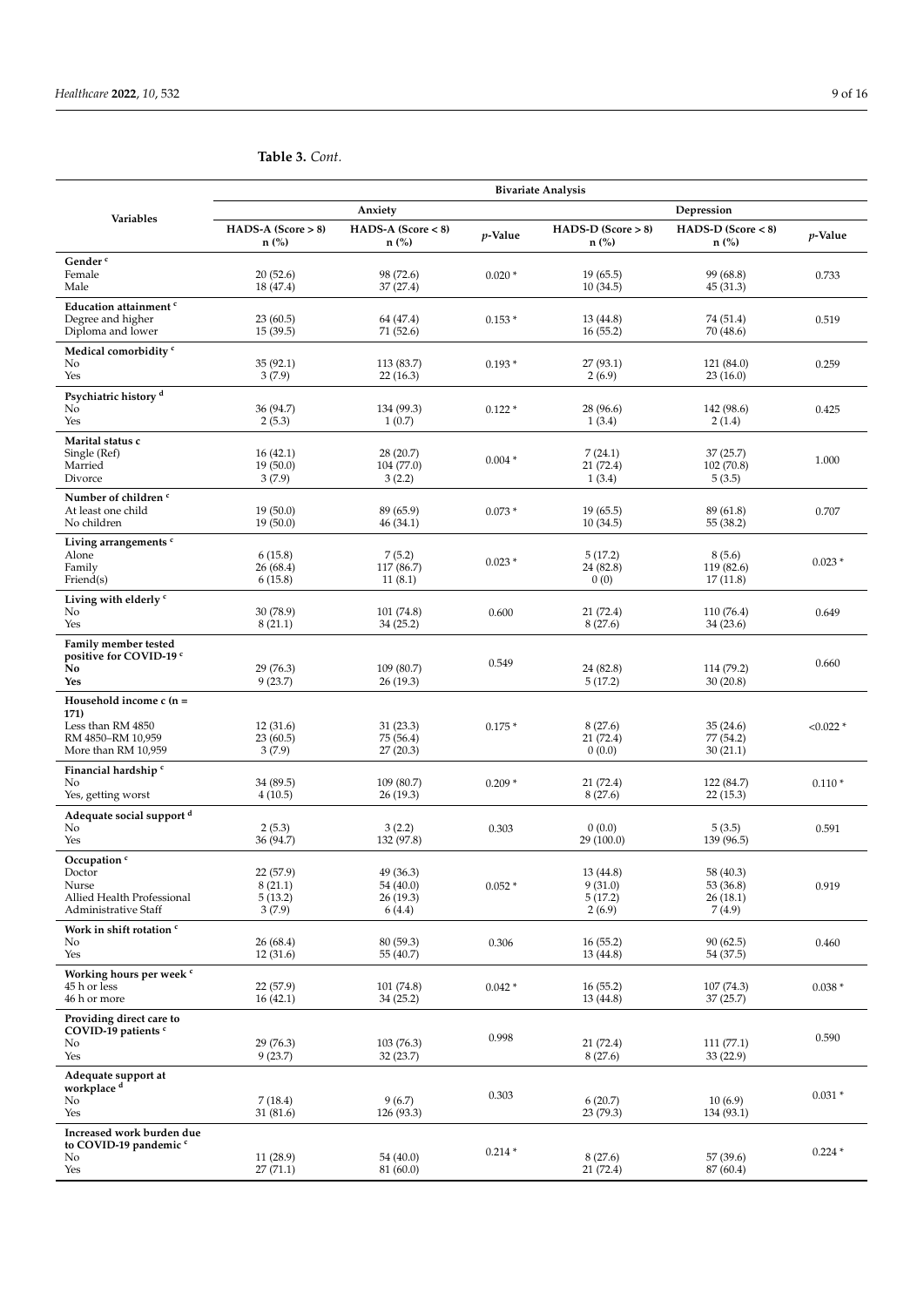**Table 3.** *Cont.*

| Variables | Bivariate Analysis | | | | | |
|---|---|---|---|---|---|---|
| | Anxiety | | | Depression | | |
| | HADS-A (Score > 8) n (%) | HADS-A (Score < 8) n (%) | *p*-Value | HADS-D (Score > 8) n (%) | HADS-D (Score < 8) n (%) | *p*-Value |
| **Gender** [c] | | | | | | |
| Female | 20 (52.6) | 98 (72.6) | 0.020 * | 19 (65.5) | 99 (68.8) | 0.733 |
| Male | 18 (47.4) | 37 (27.4) | | 10 (34.5) | 45 (31.3) | |
| **Education attainment** [c] | | | | | | |
| Degree and higher | 23 (60.5) | 64 (47.4) | 0.153 * | 13 (44.8) | 74 (51.4) | 0.519 |
| Diploma and lower | 15 (39.5) | 71 (52.6) | | 16 (55.2) | 70 (48.6) | |
| **Medical comorbidity** [c] | | | | | | |
| No | 35 (92.1) | 113 (83.7) | 0.193 * | 27 (93.1) | 121 (84.0) | 0.259 |
| Yes | 3 (7.9) | 22 (16.3) | | 2 (6.9) | 23 (16.0) | |
| **Psychiatric history** [d] | | | | | | |
| No | 36 (94.7) | 134 (99.3) | 0.122 * | 28 (96.6) | 142 (98.6) | 0.425 |
| Yes | 2 (5.3) | 1 (0.7) | | 1 (3.4) | 2 (1.4) | |
| **Marital status c** | | | | | | |
| Single (Ref) | 16 (42.1) | 28 (20.7) | 0.004 * | 7 (24.1) | 37 (25.7) | 1.000 |
| Married | 19 (50.0) | 104 (77.0) | | 21 (72.4) | 102 (70.8) | |
| Divorce | 3 (7.9) | 3 (2.2) | | 1 (3.4) | 5 (3.5) | |
| **Number of children** [c] | | | | | | |
| At least one child | 19 (50.0) | 89 (65.9) | 0.073 * | 19 (65.5) | 89 (61.8) | 0.707 |
| No children | 19 (50.0) | 46 (34.1) | | 10 (34.5) | 55 (38.2) | |
| **Living arrangements** [c] | | | | | | |
| Alone | 6 (15.8) | 7 (5.2) | 0.023 * | 5 (17.2) | 8 (5.6) | 0.023 * |
| Family | 26 (68.4) | 117 (86.7) | | 24 (82.8) | 119 (82.6) | |
| Friend(s) | 6 (15.8) | 11 (8.1) | | 0 (0) | 17 (11.8) | |
| **Living with elderly** [c] | | | | | | |
| No | 30 (78.9) | 101 (74.8) | 0.600 | 21 (72.4) | 110 (76.4) | 0.649 |
| Yes | 8 (21.1) | 34 (25.2) | | 8 (27.6) | 34 (23.6) | |
| **Family member tested positive for COVID-19** [c] | | | 0.549 | | | 0.660 |
| **No** | 29 (76.3) | 109 (80.7) | | 24 (82.8) | 114 (79.2) | |
| **Yes** | 9 (23.7) | 26 (19.3) | | 5 (17.2) | 30 (20.8) | |
| **Household income c (n = 171)** | | | | | | |
| Less than RM 4850 | 12 (31.6) | 31 (23.3) | 0.175 * | 8 (27.6) | 35 (24.6) | <0.022 * |
| RM 4850–RM 10,959 | 23 (60.5) | 75 (56.4) | | 21 (72.4) | 77 (54.2) | |
| More than RM 10,959 | 3 (7.9) | 27 (20.3) | | 0 (0.0) | 30 (21.1) | |
| **Financial hardship** [c] | | | | | | |
| No | 34 (89.5) | 109 (80.7) | 0.209 * | 21 (72.4) | 122 (84.7) | 0.110 * |
| Yes, getting worst | 4 (10.5) | 26 (19.3) | | 8 (27.6) | 22 (15.3) | |
| **Adequate social support** [d] | | | | | | |
| No | 2 (5.3) | 3 (2.2) | 0.303 | 0 (0.0) | 5 (3.5) | 0.591 |
| Yes | 36 (94.7) | 132 (97.8) | | 29 (100.0) | 139 (96.5) | |
| **Occupation** [c] | | | | | | |
| Doctor | 22 (57.9) | 49 (36.3) | 0.052 * | 13 (44.8) | 58 (40.3) | 0.919 |
| Nurse | 8 (21.1) | 54 (40.0) | | 9 (31.0) | 53 (36.8) | |
| Allied Health Professional | 5 (13.2) | 26 (19.3) | | 5 (17.2) | 26 (18.1) | |
| Administrative Staff | 3 (7.9) | 6 (4.4) | | 2 (6.9) | 7 (4.9) | |
| **Work in shift rotation** [c] | | | | | | |
| No | 26 (68.4) | 80 (59.3) | 0.306 | 16 (55.2) | 90 (62.5) | 0.460 |
| Yes | 12 (31.6) | 55 (40.7) | | 13 (44.8) | 54 (37.5) | |
| **Working hours per week** [c] | | | | | | |
| 45 h or less | 22 (57.9) | 101 (74.8) | 0.042 * | 16 (55.2) | 107 (74.3) | 0.038 * |
| 46 h or more | 16 (42.1) | 34 (25.2) | | 13 (44.8) | 37 (25.7) | |
| **Providing direct care to COVID-19 patients** [c] | | | 0.998 | | | 0.590 |
| No | 29 (76.3) | 103 (76.3) | | 21 (72.4) | 111 (77.1) | |
| Yes | 9 (23.7) | 32 (23.7) | | 8 (27.6) | 33 (22.9) | |
| **Adequate support at workplace** [d] | | | 0.303 | | | 0.031 * |
| No | 7 (18.4) | 9 (6.7) | | 6 (20.7) | 10 (6.9) | |
| Yes | 31 (81.6) | 126 (93.3) | | 23 (79.3) | 134 (93.1) | |
| **Increased work burden due to COVID-19 pandemic** [c] | | | 0.214 * | | | 0.224 * |
| No | 11 (28.9) | 54 (40.0) | | 8 (27.6) | 57 (39.6) | |
| Yes | 27 (71.1) | 81 (60.0) | | 21 (72.4) | 87 (60.4) | |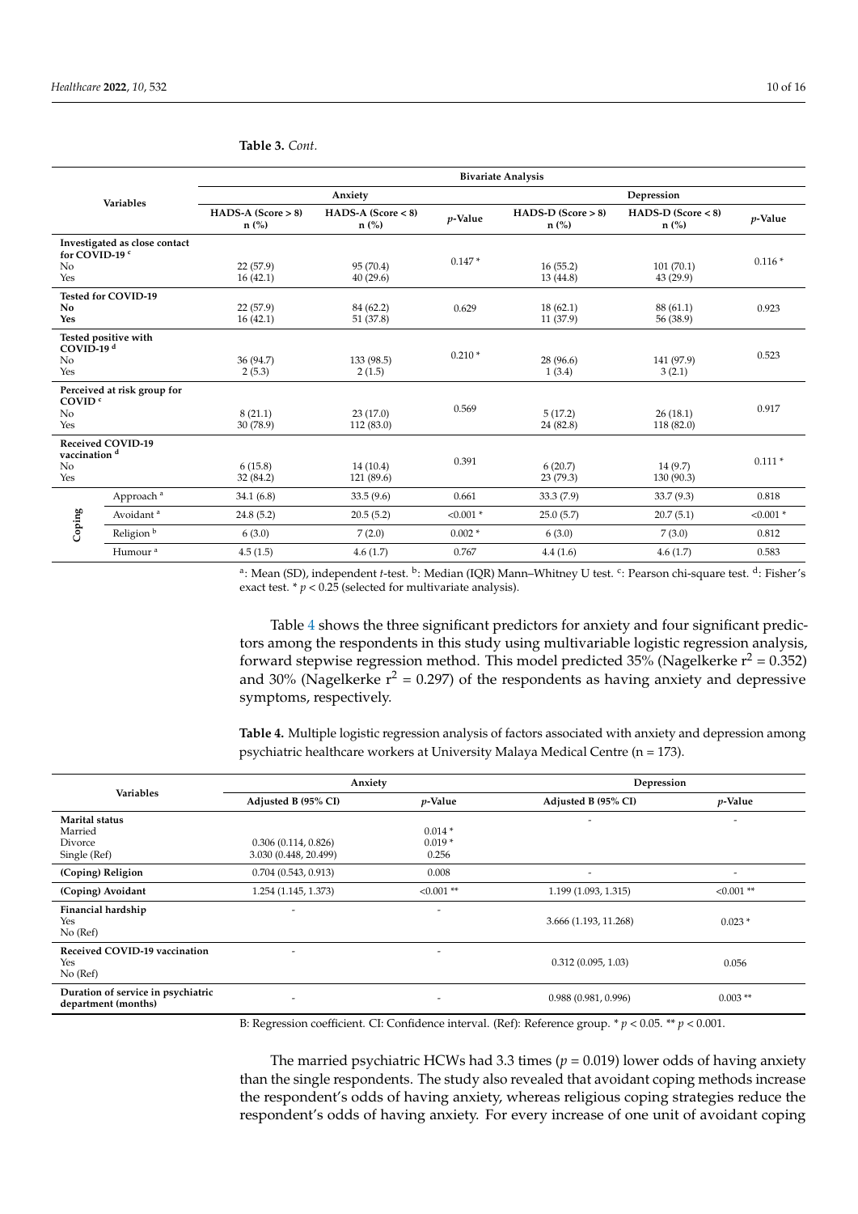**Table 3.** *Cont.*

| Variables | | Bivariate Analysis | | | | | |
|---|---|---|---|---|---|---|---|
| | | Anxiety | | | Depression | | |
| | | HADS-A (Score > 8) n (%) | HADS-A (Score < 8) n (%) | *p*-Value | HADS-D (Score > 8) n (%) | HADS-D (Score < 8) n (%) | *p*-Value |
| **Investigated as close contact for COVID-19** [c] | | | | 0.147 * | | | 0.116 * |
| No | | 22 (57.9) | 95 (70.4) | | 16 (55.2) | 101 (70.1) | |
| Yes | | 16 (42.1) | 40 (29.6) | | 13 (44.8) | 43 (29.9) | |
| **Tested for COVID-19** | | | | 0.629 | | | 0.923 |
| **No** | | 22 (57.9) | 84 (62.2) | | 18 (62.1) | 88 (61.1) | |
| **Yes** | | 16 (42.1) | 51 (37.8) | | 11 (37.9) | 56 (38.9) | |
| **Tested positive with COVID-19** [d] | | | | 0.210 * | | | 0.523 |
| No | | 36 (94.7) | 133 (98.5) | | 28 (96.6) | 141 (97.9) | |
| Yes | | 2 (5.3) | 2 (1.5) | | 1 (3.4) | 3 (2.1) | |
| **Perceived at risk group for COVID** [c] | | | | 0.569 | | | 0.917 |
| No | | 8 (21.1) | 23 (17.0) | | 5 (17.2) | 26 (18.1) | |
| Yes | | 30 (78.9) | 112 (83.0) | | 24 (82.8) | 118 (82.0) | |
| **Received COVID-19 vaccination** [d] | | | | 0.391 | | | 0.111 * |
| No | | 6 (15.8) | 14 (10.4) | | 6 (20.7) | 14 (9.7) | |
| Yes | | 32 (84.2) | 121 (89.6) | | 23 (79.3) | 130 (90.3) | |
| **Coping** | Approach [a] | 34.1 (6.8) | 33.5 (9.6) | 0.661 | 33.3 (7.9) | 33.7 (9.3) | 0.818 |
| | Avoidant [a] | 24.8 (5.2) | 20.5 (5.2) | <0.001 * | 25.0 (5.7) | 20.7 (5.1) | <0.001 * |
| | Religion [b] | 6 (3.0) | 7 (2.0) | 0.002 * | 6 (3.0) | 7 (3.0) | 0.812 |
| | Humour [a] | 4.5 (1.5) | 4.6 (1.7) | 0.767 | 4.4 (1.6) | 4.6 (1.7) | 0.583 |

[a]: Mean (SD), independent *t*-test. [b]: Median (IQR) Mann–Whitney U test. [c]: Pearson chi-square test. [d]: Fisher's exact test. * $p < 0.25$ (selected for multivariate analysis).

Table 4 shows the three significant predictors for anxiety and four significant predictors among the respondents in this study using multivariable logistic regression analysis, forward stepwise regression method. This model predicted 35% (Nagelkerke $r^2 = 0.352$) and 30% (Nagelkerke $r^2 = 0.297$) of the respondents as having anxiety and depressive symptoms, respectively.

**Table 4.** Multiple logistic regression analysis of factors associated with anxiety and depression among psychiatric healthcare workers at University Malaya Medical Centre (n = 173).

| Variables | Anxiety | | Depression | |
|---|---|---|---|---|
| | Adjusted B (95% CI) | *p*-Value | Adjusted B (95% CI) | *p*-Value |
| **Marital status** | | | - | - |
| Married | | 0.014 * | | |
| Divorce | 0.306 (0.114, 0.826) | 0.019 * | | |
| Single (Ref) | 3.030 (0.448, 20.499) | 0.256 | | |
| **(Coping) Religion** | 0.704 (0.543, 0.913) | 0.008 | - | - |
| **(Coping) Avoidant** | 1.254 (1.145, 1.373) | <0.001 ** | 1.199 (1.093, 1.315) | <0.001 ** |
| **Financial hardship** | - | - | | |
| Yes | | | 3.666 (1.193, 11.268) | 0.023 * |
| No (Ref) | | | | |
| **Received COVID-19 vaccination** | - | - | | |
| Yes | | | 0.312 (0.095, 1.03) | 0.056 |
| No (Ref) | | | | |
| **Duration of service in psychiatric department (months)** | - | - | 0.988 (0.981, 0.996) | 0.003 ** |

B: Regression coefficient. CI: Confidence interval. (Ref): Reference group. * $p < 0.05$. ** $p < 0.001$.

The married psychiatric HCWs had 3.3 times ($p = 0.019$) lower odds of having anxiety than the single respondents. The study also revealed that avoidant coping methods increase the respondent's odds of having anxiety, whereas religious coping strategies reduce the respondent's odds of having anxiety. For every increase of one unit of avoidant coping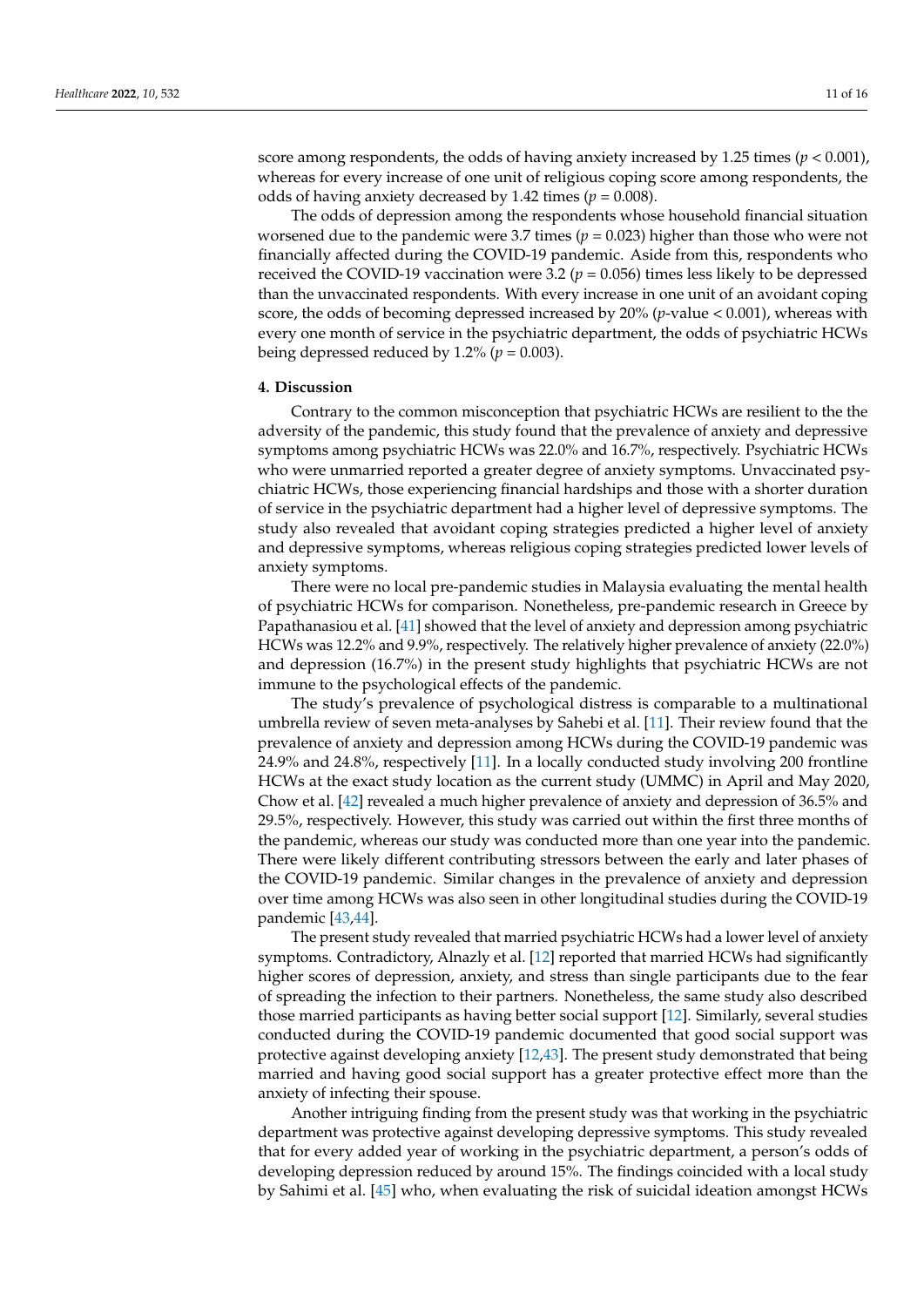score among respondents, the odds of having anxiety increased by 1.25 times ($p < 0.001$), whereas for every increase of one unit of religious coping score among respondents, the odds of having anxiety decreased by 1.42 times ($p = 0.008$).

The odds of depression among the respondents whose household financial situation worsened due to the pandemic were 3.7 times ($p = 0.023$) higher than those who were not financially affected during the COVID-19 pandemic. Aside from this, respondents who received the COVID-19 vaccination were 3.2 ($p = 0.056$) times less likely to be depressed than the unvaccinated respondents. With every increase in one unit of an avoidant coping score, the odds of becoming depressed increased by 20% ($p$-value < 0.001), whereas with every one month of service in the psychiatric department, the odds of psychiatric HCWs being depressed reduced by 1.2% ($p = 0.003$).

## 4. Discussion

Contrary to the common misconception that psychiatric HCWs are resilient to the the adversity of the pandemic, this study found that the prevalence of anxiety and depressive symptoms among psychiatric HCWs was 22.0% and 16.7%, respectively. Psychiatric HCWs who were unmarried reported a greater degree of anxiety symptoms. Unvaccinated psychiatric HCWs, those experiencing financial hardships and those with a shorter duration of service in the psychiatric department had a higher level of depressive symptoms. The study also revealed that avoidant coping strategies predicted a higher level of anxiety and depressive symptoms, whereas religious coping strategies predicted lower levels of anxiety symptoms.

There were no local pre-pandemic studies in Malaysia evaluating the mental health of psychiatric HCWs for comparison. Nonetheless, pre-pandemic research in Greece by Papathanasiou et al. [41] showed that the level of anxiety and depression among psychiatric HCWs was 12.2% and 9.9%, respectively. The relatively higher prevalence of anxiety (22.0%) and depression (16.7%) in the present study highlights that psychiatric HCWs are not immune to the psychological effects of the pandemic.

The study's prevalence of psychological distress is comparable to a multinational umbrella review of seven meta-analyses by Sahebi et al. [11]. Their review found that the prevalence of anxiety and depression among HCWs during the COVID-19 pandemic was 24.9% and 24.8%, respectively [11]. In a locally conducted study involving 200 frontline HCWs at the exact study location as the current study (UMMC) in April and May 2020, Chow et al. [42] revealed a much higher prevalence of anxiety and depression of 36.5% and 29.5%, respectively. However, this study was carried out within the first three months of the pandemic, whereas our study was conducted more than one year into the pandemic. There were likely different contributing stressors between the early and later phases of the COVID-19 pandemic. Similar changes in the prevalence of anxiety and depression over time among HCWs was also seen in other longitudinal studies during the COVID-19 pandemic [43,44].

The present study revealed that married psychiatric HCWs had a lower level of anxiety symptoms. Contradictory, Alnazly et al. [12] reported that married HCWs had significantly higher scores of depression, anxiety, and stress than single participants due to the fear of spreading the infection to their partners. Nonetheless, the same study also described those married participants as having better social support [12]. Similarly, several studies conducted during the COVID-19 pandemic documented that good social support was protective against developing anxiety [12,43]. The present study demonstrated that being married and having good social support has a greater protective effect more than the anxiety of infecting their spouse.

Another intriguing finding from the present study was that working in the psychiatric department was protective against developing depressive symptoms. This study revealed that for every added year of working in the psychiatric department, a person's odds of developing depression reduced by around 15%. The findings coincided with a local study by Sahimi et al. [45] who, when evaluating the risk of suicidal ideation amongst HCWs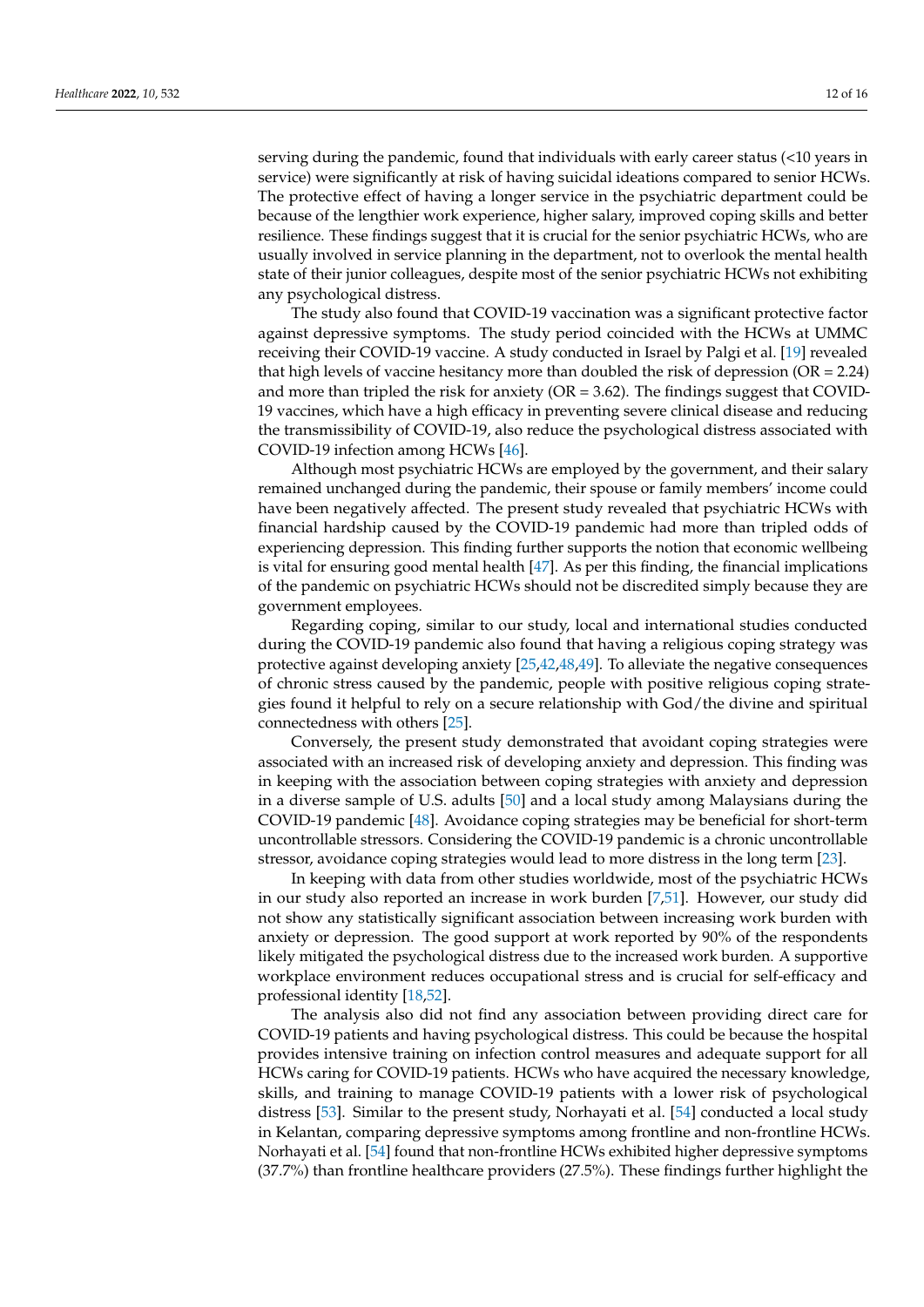serving during the pandemic, found that individuals with early career status (<10 years in service) were significantly at risk of having suicidal ideations compared to senior HCWs. The protective effect of having a longer service in the psychiatric department could be because of the lengthier work experience, higher salary, improved coping skills and better resilience. These findings suggest that it is crucial for the senior psychiatric HCWs, who are usually involved in service planning in the department, not to overlook the mental health state of their junior colleagues, despite most of the senior psychiatric HCWs not exhibiting any psychological distress.

The study also found that COVID-19 vaccination was a significant protective factor against depressive symptoms. The study period coincided with the HCWs at UMMC receiving their COVID-19 vaccine. A study conducted in Israel by Palgi et al. [19] revealed that high levels of vaccine hesitancy more than doubled the risk of depression (OR = 2.24) and more than tripled the risk for anxiety (OR = 3.62). The findings suggest that COVID-19 vaccines, which have a high efficacy in preventing severe clinical disease and reducing the transmissibility of COVID-19, also reduce the psychological distress associated with COVID-19 infection among HCWs [46].

Although most psychiatric HCWs are employed by the government, and their salary remained unchanged during the pandemic, their spouse or family members' income could have been negatively affected. The present study revealed that psychiatric HCWs with financial hardship caused by the COVID-19 pandemic had more than tripled odds of experiencing depression. This finding further supports the notion that economic wellbeing is vital for ensuring good mental health [47]. As per this finding, the financial implications of the pandemic on psychiatric HCWs should not be discredited simply because they are government employees.

Regarding coping, similar to our study, local and international studies conducted during the COVID-19 pandemic also found that having a religious coping strategy was protective against developing anxiety [25,42,48,49]. To alleviate the negative consequences of chronic stress caused by the pandemic, people with positive religious coping strategies found it helpful to rely on a secure relationship with God/the divine and spiritual connectedness with others [25].

Conversely, the present study demonstrated that avoidant coping strategies were associated with an increased risk of developing anxiety and depression. This finding was in keeping with the association between coping strategies with anxiety and depression in a diverse sample of U.S. adults [50] and a local study among Malaysians during the COVID-19 pandemic [48]. Avoidance coping strategies may be beneficial for short-term uncontrollable stressors. Considering the COVID-19 pandemic is a chronic uncontrollable stressor, avoidance coping strategies would lead to more distress in the long term [23].

In keeping with data from other studies worldwide, most of the psychiatric HCWs in our study also reported an increase in work burden [7,51]. However, our study did not show any statistically significant association between increasing work burden with anxiety or depression. The good support at work reported by 90% of the respondents likely mitigated the psychological distress due to the increased work burden. A supportive workplace environment reduces occupational stress and is crucial for self-efficacy and professional identity [18,52].

The analysis also did not find any association between providing direct care for COVID-19 patients and having psychological distress. This could be because the hospital provides intensive training on infection control measures and adequate support for all HCWs caring for COVID-19 patients. HCWs who have acquired the necessary knowledge, skills, and training to manage COVID-19 patients with a lower risk of psychological distress [53]. Similar to the present study, Norhayati et al. [54] conducted a local study in Kelantan, comparing depressive symptoms among frontline and non-frontline HCWs. Norhayati et al. [54] found that non-frontline HCWs exhibited higher depressive symptoms (37.7%) than frontline healthcare providers (27.5%). These findings further highlight the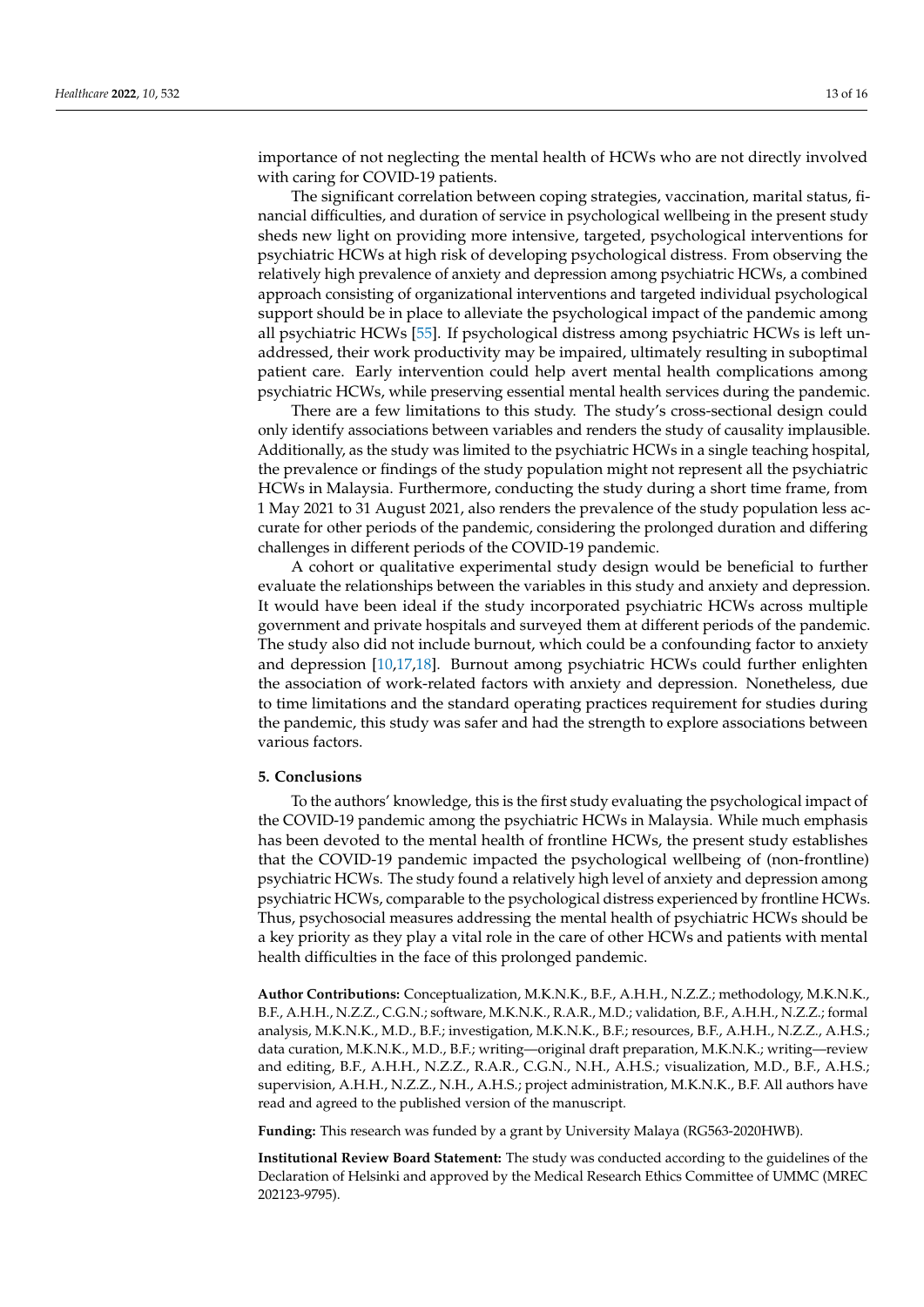importance of not neglecting the mental health of HCWs who are not directly involved with caring for COVID-19 patients.

The significant correlation between coping strategies, vaccination, marital status, financial difficulties, and duration of service in psychological wellbeing in the present study sheds new light on providing more intensive, targeted, psychological interventions for psychiatric HCWs at high risk of developing psychological distress. From observing the relatively high prevalence of anxiety and depression among psychiatric HCWs, a combined approach consisting of organizational interventions and targeted individual psychological support should be in place to alleviate the psychological impact of the pandemic among all psychiatric HCWs [55]. If psychological distress among psychiatric HCWs is left unaddressed, their work productivity may be impaired, ultimately resulting in suboptimal patient care. Early intervention could help avert mental health complications among psychiatric HCWs, while preserving essential mental health services during the pandemic.

There are a few limitations to this study. The study's cross-sectional design could only identify associations between variables and renders the study of causality implausible. Additionally, as the study was limited to the psychiatric HCWs in a single teaching hospital, the prevalence or findings of the study population might not represent all the psychiatric HCWs in Malaysia. Furthermore, conducting the study during a short time frame, from 1 May 2021 to 31 August 2021, also renders the prevalence of the study population less accurate for other periods of the pandemic, considering the prolonged duration and differing challenges in different periods of the COVID-19 pandemic.

A cohort or qualitative experimental study design would be beneficial to further evaluate the relationships between the variables in this study and anxiety and depression. It would have been ideal if the study incorporated psychiatric HCWs across multiple government and private hospitals and surveyed them at different periods of the pandemic. The study also did not include burnout, which could be a confounding factor to anxiety and depression [10,17,18]. Burnout among psychiatric HCWs could further enlighten the association of work-related factors with anxiety and depression. Nonetheless, due to time limitations and the standard operating practices requirement for studies during the pandemic, this study was safer and had the strength to explore associations between various factors.

## 5. Conclusions

To the authors' knowledge, this is the first study evaluating the psychological impact of the COVID-19 pandemic among the psychiatric HCWs in Malaysia. While much emphasis has been devoted to the mental health of frontline HCWs, the present study establishes that the COVID-19 pandemic impacted the psychological wellbeing of (non-frontline) psychiatric HCWs. The study found a relatively high level of anxiety and depression among psychiatric HCWs, comparable to the psychological distress experienced by frontline HCWs. Thus, psychosocial measures addressing the mental health of psychiatric HCWs should be a key priority as they play a vital role in the care of other HCWs and patients with mental health difficulties in the face of this prolonged pandemic.

**Author Contributions:** Conceptualization, M.K.N.K., B.F., A.H.H., N.Z.Z.; methodology, M.K.N.K., B.F., A.H.H., N.Z.Z., C.G.N.; software, M.K.N.K., R.A.R., M.D.; validation, B.F., A.H.H., N.Z.Z.; formal analysis, M.K.N.K., M.D., B.F.; investigation, M.K.N.K., B.F.; resources, B.F., A.H.H., N.Z.Z., A.H.S.; data curation, M.K.N.K., M.D., B.F.; writing—original draft preparation, M.K.N.K.; writing—review and editing, B.F., A.H.H., N.Z.Z., R.A.R., C.G.N., N.H., A.H.S.; visualization, M.D., B.F., A.H.S.; supervision, A.H.H., N.Z.Z., N.H., A.H.S.; project administration, M.K.N.K., B.F. All authors have read and agreed to the published version of the manuscript.

**Funding:** This research was funded by a grant by University Malaya (RG563-2020HWB).

**Institutional Review Board Statement:** The study was conducted according to the guidelines of the Declaration of Helsinki and approved by the Medical Research Ethics Committee of UMMC (MREC 202123-9795).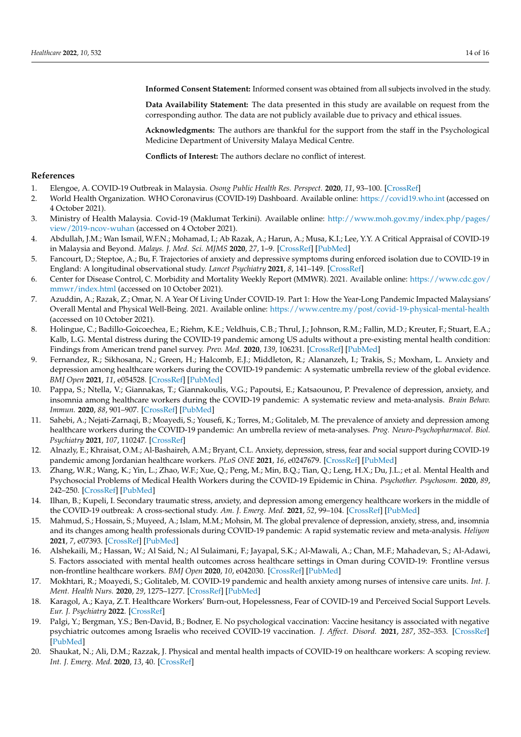**Informed Consent Statement:** Informed consent was obtained from all subjects involved in the study.

**Data Availability Statement:** The data presented in this study are available on request from the corresponding author. The data are not publicly available due to privacy and ethical issues.

**Acknowledgments:** The authors are thankful for the support from the staff in the Psychological Medicine Department of University Malaya Medical Centre.

**Conflicts of Interest:** The authors declare no conflict of interest.

## References

1. Elengoe, A. COVID-19 Outbreak in Malaysia. *Osong Public Health Res. Perspect.* **2020**, *11*, 93–100. [CrossRef]
2. World Health Organization. WHO Coronavirus (COVID-19) Dashboard. Available online: https://covid19.who.int (accessed on 4 October 2021).
3. Ministry of Health Malaysia. Covid-19 (Maklumat Terkini). Available online: http://www.moh.gov.my/index.php/pages/view/2019-ncov-wuhan (accessed on 4 October 2021).
4. Abdullah, J.M.; Wan Ismail, W.F.N.; Mohamad, I.; Ab Razak, A.; Harun, A.; Musa, K.I.; Lee, Y.Y. A Critical Appraisal of COVID-19 in Malaysia and Beyond. *Malays. J. Med. Sci. MJMS* **2020**, *27*, 1–9. [CrossRef] [PubMed]
5. Fancourt, D.; Steptoe, A.; Bu, F. Trajectories of anxiety and depressive symptoms during enforced isolation due to COVID-19 in England: A longitudinal observational study. *Lancet Psychiatry* **2021**, *8*, 141–149. [CrossRef]
6. Center for Disease Control, C. Morbidity and Mortality Weekly Report (MMWR). 2021. Available online: https://www.cdc.gov/mmwr/index.html (accessed on 10 October 2021).
7. Azuddin, A.; Razak, Z.; Omar, N. A Year Of Living Under COVID-19. Part 1: How the Year-Long Pandemic Impacted Malaysians' Overall Mental and Physical Well-Being. 2021. Available online: https://www.centre.my/post/covid-19-physical-mental-health (accessed on 10 October 2021).
8. Holingue, C.; Badillo-Goicoechea, E.; Riehm, K.E.; Veldhuis, C.B.; Thrul, J.; Johnson, R.M.; Fallin, M.D.; Kreuter, F.; Stuart, E.A.; Kalb, L.G. Mental distress during the COVID-19 pandemic among US adults without a pre-existing mental health condition: Findings from American trend panel survey. *Prev. Med.* **2020**, *139*, 106231. [CrossRef] [PubMed]
9. Fernandez, R.; Sikhosana, N.; Green, H.; Halcomb, E.J.; Middleton, R.; Alananzeh, I.; Trakis, S.; Moxham, L. Anxiety and depression among healthcare workers during the COVID-19 pandemic: A systematic umbrella review of the global evidence. *BMJ Open* **2021**, *11*, e054528. [CrossRef] [PubMed]
10. Pappa, S.; Ntella, V.; Giannakas, T.; Giannakoulis, V.G.; Papoutsi, E.; Katsaounou, P. Prevalence of depression, anxiety, and insomnia among healthcare workers during the COVID-19 pandemic: A systematic review and meta-analysis. *Brain Behav. Immun.* **2020**, *88*, 901–907. [CrossRef] [PubMed]
11. Sahebi, A.; Nejati-Zarnaqi, B.; Moayedi, S.; Yousefi, K.; Torres, M.; Golitaleb, M. The prevalence of anxiety and depression among healthcare workers during the COVID-19 pandemic: An umbrella review of meta-analyses. *Prog. Neuro-Psychopharmacol. Biol. Psychiatry* **2021**, *107*, 110247. [CrossRef]
12. Alnazly, E.; Khraisat, O.M.; Al-Bashaireh, A.M.; Bryant, C.L. Anxiety, depression, stress, fear and social support during COVID-19 pandemic among Jordanian healthcare workers. *PLoS ONE* **2021**, *16*, e0247679. [CrossRef] [PubMed]
13. Zhang, W.R.; Wang, K.; Yin, L.; Zhao, W.F.; Xue, Q.; Peng, M.; Min, B.Q.; Tian, Q.; Leng, H.X.; Du, J.L.; et al. Mental Health and Psychosocial Problems of Medical Health Workers during the COVID-19 Epidemic in China. *Psychother. Psychosom.* **2020**, *89*, 242–250. [CrossRef] [PubMed]
14. Ilhan, B.; Kupeli, I. Secondary traumatic stress, anxiety, and depression among emergency healthcare workers in the middle of the COVID-19 outbreak: A cross-sectional study. *Am. J. Emerg. Med.* **2021**, *52*, 99–104. [CrossRef] [PubMed]
15. Mahmud, S.; Hossain, S.; Muyeed, A.; Islam, M.M.; Mohsin, M. The global prevalence of depression, anxiety, stress, and, insomnia and its changes among health professionals during COVID-19 pandemic: A rapid systematic review and meta-analysis. *Heliyon* **2021**, *7*, e07393. [CrossRef] [PubMed]
16. Alshekaili, M.; Hassan, W.; Al Said, N.; Al Sulaimani, F.; Jayapal, S.K.; Al-Mawali, A.; Chan, M.F.; Mahadevan, S.; Al-Adawi, S. Factors associated with mental health outcomes across healthcare settings in Oman during COVID-19: Frontline versus non-frontline healthcare workers. *BMJ Open* **2020**, *10*, e042030. [CrossRef] [PubMed]
17. Mokhtari, R.; Moayedi, S.; Golitaleb, M. COVID-19 pandemic and health anxiety among nurses of intensive care units. *Int. J. Ment. Health Nurs.* **2020**, *29*, 1275–1277. [CrossRef] [PubMed]
18. Karagol, A.; Kaya, Z.T. Healthcare Workers' Burn-out, Hopelessness, Fear of COVID-19 and Perceived Social Support Levels. *Eur. J. Psychiatry* **2022**. [CrossRef]
19. Palgi, Y.; Bergman, Y.S.; Ben-David, B.; Bodner, E. No psychological vaccination: Vaccine hesitancy is associated with negative psychiatric outcomes among Israelis who received COVID-19 vaccination. *J. Affect. Disord.* **2021**, *287*, 352–353. [CrossRef] [PubMed]
20. Shaukat, N.; Ali, D.M.; Razzak, J. Physical and mental health impacts of COVID-19 on healthcare workers: A scoping review. *Int. J. Emerg. Med.* **2020**, *13*, 40. [CrossRef]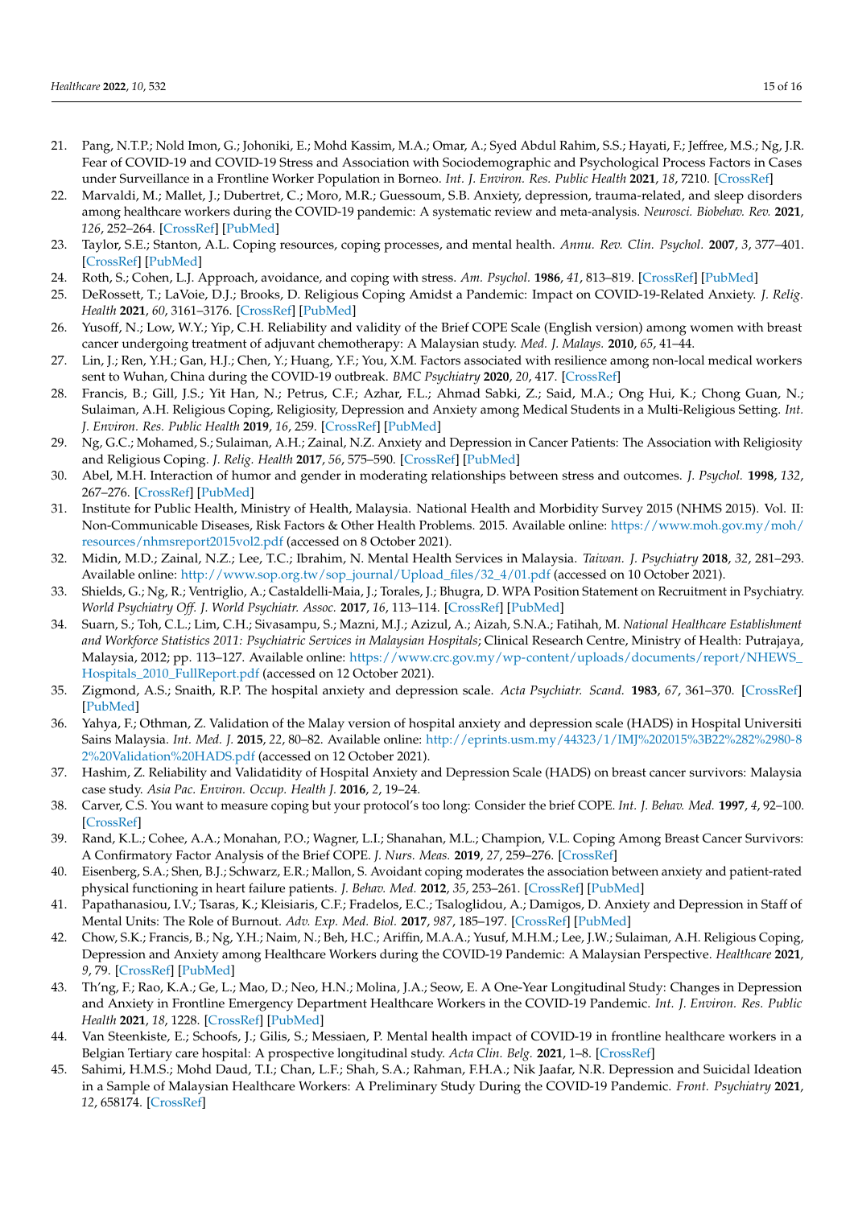21. Pang, N.T.P.; Nold Imon, G.; Johoniki, E.; Mohd Kassim, M.A.; Omar, A.; Syed Abdul Rahim, S.S.; Hayati, F.; Jeffree, M.S.; Ng, J.R. Fear of COVID-19 and COVID-19 Stress and Association with Sociodemographic and Psychological Process Factors in Cases under Surveillance in a Frontline Worker Population in Borneo. *Int. J. Environ. Res. Public Health* **2021**, *18*, 7210. [CrossRef]
22. Marvaldi, M.; Mallet, J.; Dubertret, C.; Moro, M.R.; Guessoum, S.B. Anxiety, depression, trauma-related, and sleep disorders among healthcare workers during the COVID-19 pandemic: A systematic review and meta-analysis. *Neurosci. Biobehav. Rev.* **2021**, *126*, 252–264. [CrossRef] [PubMed]
23. Taylor, S.E.; Stanton, A.L. Coping resources, coping processes, and mental health. *Annu. Rev. Clin. Psychol.* **2007**, *3*, 377–401. [CrossRef] [PubMed]
24. Roth, S.; Cohen, L.J. Approach, avoidance, and coping with stress. *Am. Psychol.* **1986**, *41*, 813–819. [CrossRef] [PubMed]
25. DeRossett, T.; LaVoie, D.J.; Brooks, D. Religious Coping Amidst a Pandemic: Impact on COVID-19-Related Anxiety. *J. Relig. Health* **2021**, *60*, 3161–3176. [CrossRef] [PubMed]
26. Yusoff, N.; Low, W.Y.; Yip, C.H. Reliability and validity of the Brief COPE Scale (English version) among women with breast cancer undergoing treatment of adjuvant chemotherapy: A Malaysian study. *Med. J. Malays.* **2010**, *65*, 41–44.
27. Lin, J.; Ren, Y.H.; Gan, H.J.; Chen, Y.; Huang, Y.F.; You, X.M. Factors associated with resilience among non-local medical workers sent to Wuhan, China during the COVID-19 outbreak. *BMC Psychiatry* **2020**, *20*, 417. [CrossRef]
28. Francis, B.; Gill, J.S.; Yit Han, N.; Petrus, C.F.; Azhar, F.L.; Ahmad Sabki, Z.; Said, M.A.; Ong Hui, K.; Chong Guan, N.; Sulaiman, A.H. Religious Coping, Religiosity, Depression and Anxiety among Medical Students in a Multi-Religious Setting. *Int. J. Environ. Res. Public Health* **2019**, *16*, 259. [CrossRef] [PubMed]
29. Ng, G.C.; Mohamed, S.; Sulaiman, A.H.; Zainal, N.Z. Anxiety and Depression in Cancer Patients: The Association with Religiosity and Religious Coping. *J. Relig. Health* **2017**, *56*, 575–590. [CrossRef] [PubMed]
30. Abel, M.H. Interaction of humor and gender in moderating relationships between stress and outcomes. *J. Psychol.* **1998**, *132*, 267–276. [CrossRef] [PubMed]
31. Institute for Public Health, Ministry of Health, Malaysia. National Health and Morbidity Survey 2015 (NHMS 2015). Vol. II: Non-Communicable Diseases, Risk Factors & Other Health Problems. 2015. Available online: https://www.moh.gov.my/moh/resources/nhmsreport2015vol2.pdf (accessed on 8 October 2021).
32. Midin, M.D.; Zainal, N.Z.; Lee, T.C.; Ibrahim, N. Mental Health Services in Malaysia. *Taiwan. J. Psychiatry* **2018**, *32*, 281–293. Available online: http://www.sop.org.tw/sop_journal/Upload_files/32_4/01.pdf (accessed on 10 October 2021).
33. Shields, G.; Ng, R.; Ventriglio, A.; Castaldelli-Maia, J.; Torales, J.; Bhugra, D. WPA Position Statement on Recruitment in Psychiatry. *World Psychiatry Off. J. World Psychiatr. Assoc.* **2017**, *16*, 113–114. [CrossRef] [PubMed]
34. Suarn, S.; Toh, C.L.; Lim, C.H.; Sivasampu, S.; Mazni, M.J.; Azizul, A.; Aizah, S.N.A.; Fatihah, M. *National Healthcare Establishment and Workforce Statistics 2011: Psychiatric Services in Malaysian Hospitals*; Clinical Research Centre, Ministry of Health: Putrajaya, Malaysia, 2012; pp. 113–127. Available online: https://www.crc.gov.my/wp-content/uploads/documents/report/NHEWS_Hospitals_2010_FullReport.pdf (accessed on 12 October 2021).
35. Zigmond, A.S.; Snaith, R.P. The hospital anxiety and depression scale. *Acta Psychiatr. Scand.* **1983**, *67*, 361–370. [CrossRef] [PubMed]
36. Yahya, F.; Othman, Z. Validation of the Malay version of hospital anxiety and depression scale (HADS) in Hospital Universiti Sains Malaysia. *Int. Med. J.* **2015**, *22*, 80–82. Available online: http://eprints.usm.my/44323/1/IMJ%202015%3B22%282%2980-82%20Validation%20HADS.pdf (accessed on 12 October 2021).
37. Hashim, Z. Reliability and Validatidity of Hospital Anxiety and Depression Scale (HADS) on breast cancer survivors: Malaysia case study. *Asia Pac. Environ. Occup. Health J.* **2016**, *2*, 19–24.
38. Carver, C.S. You want to measure coping but your protocol's too long: Consider the brief COPE. *Int. J. Behav. Med.* **1997**, *4*, 92–100. [CrossRef]
39. Rand, K.L.; Cohee, A.A.; Monahan, P.O.; Wagner, L.I.; Shanahan, M.L.; Champion, V.L. Coping Among Breast Cancer Survivors: A Confirmatory Factor Analysis of the Brief COPE. *J. Nurs. Meas.* **2019**, *27*, 259–276. [CrossRef]
40. Eisenberg, S.A.; Shen, B.J.; Schwarz, E.R.; Mallon, S. Avoidant coping moderates the association between anxiety and patient-rated physical functioning in heart failure patients. *J. Behav. Med.* **2012**, *35*, 253–261. [CrossRef] [PubMed]
41. Papathanasiou, I.V.; Tsaras, K.; Kleisiaris, C.F.; Fradelos, E.C.; Tsaloglidou, A.; Damigos, D. Anxiety and Depression in Staff of Mental Units: The Role of Burnout. *Adv. Exp. Med. Biol.* **2017**, *987*, 185–197. [CrossRef] [PubMed]
42. Chow, S.K.; Francis, B.; Ng, Y.H.; Naim, N.; Beh, H.C.; Ariffin, M.A.A.; Yusuf, M.H.M.; Lee, J.W.; Sulaiman, A.H. Religious Coping, Depression and Anxiety among Healthcare Workers during the COVID-19 Pandemic: A Malaysian Perspective. *Healthcare* **2021**, *9*, 79. [CrossRef] [PubMed]
43. Th'ng, F.; Rao, K.A.; Ge, L.; Mao, D.; Neo, H.N.; Molina, J.A.; Seow, E. A One-Year Longitudinal Study: Changes in Depression and Anxiety in Frontline Emergency Department Healthcare Workers in the COVID-19 Pandemic. *Int. J. Environ. Res. Public Health* **2021**, *18*, 1228. [CrossRef] [PubMed]
44. Van Steenkiste, E.; Schoofs, J.; Gilis, S.; Messiaen, P. Mental health impact of COVID-19 in frontline healthcare workers in a Belgian Tertiary care hospital: A prospective longitudinal study. *Acta Clin. Belg.* **2021**, 1–8. [CrossRef]
45. Sahimi, H.M.S.; Mohd Daud, T.I.; Chan, L.F.; Shah, S.A.; Rahman, F.H.A.; Nik Jaafar, N.R. Depression and Suicidal Ideation in a Sample of Malaysian Healthcare Workers: A Preliminary Study During the COVID-19 Pandemic. *Front. Psychiatry* **2021**, *12*, 658174. [CrossRef]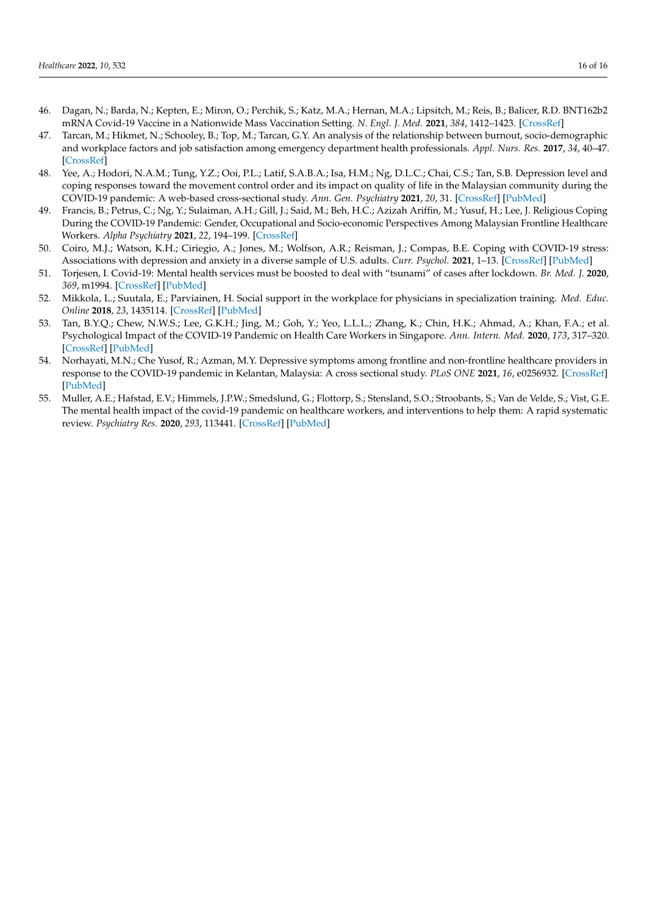46. Dagan, N.; Barda, N.; Kepten, E.; Miron, O.; Perchik, S.; Katz, M.A.; Hernan, M.A.; Lipsitch, M.; Reis, B.; Balicer, R.D. BNT162b2 mRNA Covid-19 Vaccine in a Nationwide Mass Vaccination Setting. *N. Engl. J. Med.* **2021**, *384*, 1412–1423. [CrossRef]
47. Tarcan, M.; Hikmet, N.; Schooley, B.; Top, M.; Tarcan, G.Y. An analysis of the relationship between burnout, socio-demographic and workplace factors and job satisfaction among emergency department health professionals. *Appl. Nurs. Res.* **2017**, *34*, 40–47. [CrossRef]
48. Yee, A.; Hodori, N.A.M.; Tung, Y.Z.; Ooi, P.L.; Latif, S.A.B.A.; Isa, H.M.; Ng, D.L.C.; Chai, C.S.; Tan, S.B. Depression level and coping responses toward the movement control order and its impact on quality of life in the Malaysian community during the COVID-19 pandemic: A web-based cross-sectional study. *Ann. Gen. Psychiatry* **2021**, *20*, 31. [CrossRef] [PubMed]
49. Francis, B.; Petrus, C.; Ng, Y.; Sulaiman, A.H.; Gill, J.; Said, M.; Beh, H.C.; Azizah Ariffin, M.; Yusuf, H.; Lee, J. Religious Coping During the COVID-19 Pandemic: Gender, Occupational and Socio-economic Perspectives Among Malaysian Frontline Healthcare Workers. *Alpha Psychiatry* **2021**, *22*, 194–199. [CrossRef]
50. Coiro, M.J.; Watson, K.H.; Ciriegio, A.; Jones, M.; Wolfson, A.R.; Reisman, J.; Compas, B.E. Coping with COVID-19 stress: Associations with depression and anxiety in a diverse sample of U.S. adults. *Curr. Psychol.* **2021**, 1–13. [CrossRef] [PubMed]
51. Torjesen, I. Covid-19: Mental health services must be boosted to deal with "tsunami" of cases after lockdown. *Br. Med. J.* **2020**, *369*, m1994. [CrossRef] [PubMed]
52. Mikkola, L.; Suutala, E.; Parviainen, H. Social support in the workplace for physicians in specialization training. *Med. Educ. Online* **2018**, *23*, 1435114. [CrossRef] [PubMed]
53. Tan, B.Y.Q.; Chew, N.W.S.; Lee, G.K.H.; Jing, M.; Goh, Y.; Yeo, L.L.L.; Zhang, K.; Chin, H.K.; Ahmad, A.; Khan, F.A.; et al. Psychological Impact of the COVID-19 Pandemic on Health Care Workers in Singapore. *Ann. Intern. Med.* **2020**, *173*, 317–320. [CrossRef] [PubMed]
54. Norhayati, M.N.; Che Yusof, R.; Azman, M.Y. Depressive symptoms among frontline and non-frontline healthcare providers in response to the COVID-19 pandemic in Kelantan, Malaysia: A cross sectional study. *PLoS ONE* **2021**, *16*, e0256932. [CrossRef] [PubMed]
55. Muller, A.E.; Hafstad, E.V.; Himmels, J.P.W.; Smedslund, G.; Flottorp, S.; Stensland, S.O.; Stroobants, S.; Van de Velde, S.; Vist, G.E. The mental health impact of the covid-19 pandemic on healthcare workers, and interventions to help them: A rapid systematic review. *Psychiatry Res.* **2020**, *293*, 113441. [CrossRef] [PubMed]